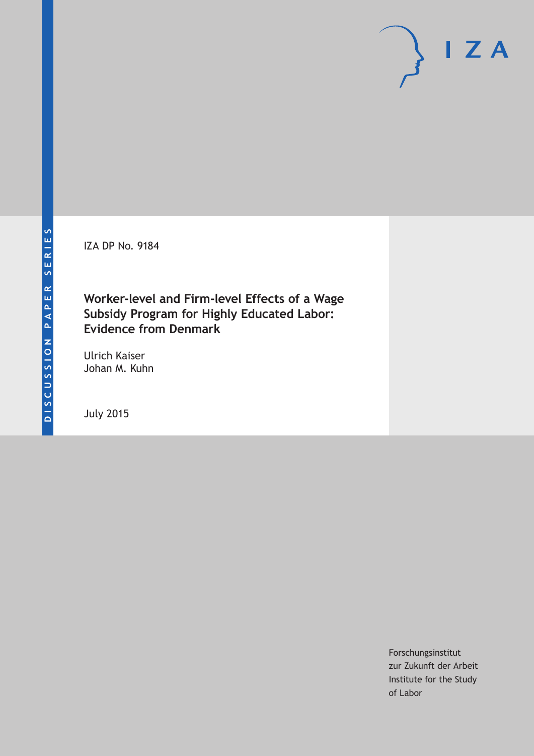DISCUSSION PAPER SERIES

IZA DP No. 9184

# Worker-level and Firm-level Effects of a Wage Subsidy Program for Highly Educated Labor: Evidence from Denmark

Ulrich Kaiser
Johan M. Kuhn

July 2015

Forschungsinstitut
zur Zukunft der Arbeit
Institute for the Study
of Labor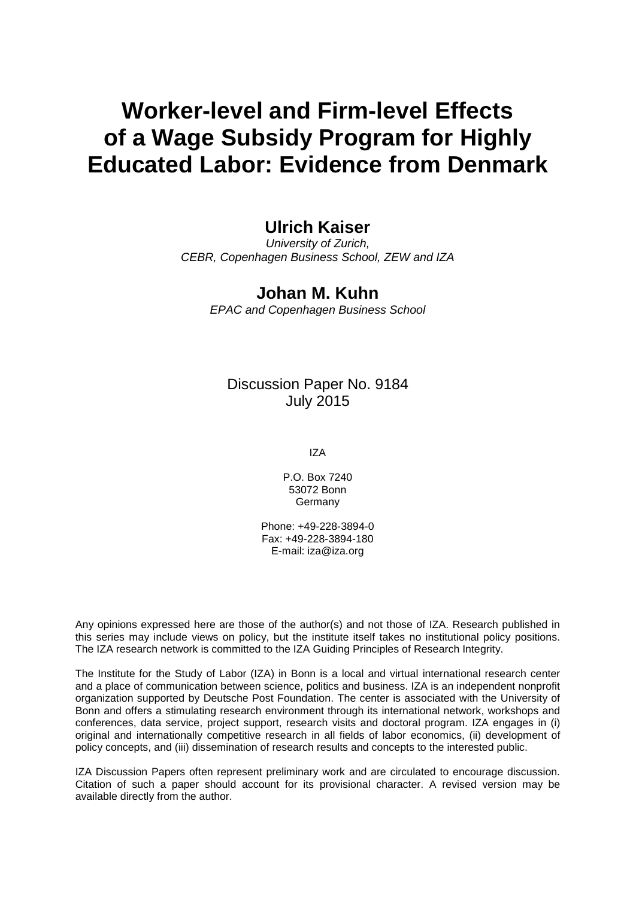# Worker-level and Firm-level Effects of a Wage Subsidy Program for Highly Educated Labor: Evidence from Denmark

**Ulrich Kaiser**

*University of Zurich,*
*CEBR, Copenhagen Business School, ZEW and IZA*

**Johan M. Kuhn**

*EPAC and Copenhagen Business School*

Discussion Paper No. 9184
July 2015

IZA

P.O. Box 7240
53072 Bonn
Germany

Phone: +49-228-3894-0
Fax: +49-228-3894-180
E-mail: iza@iza.org

Any opinions expressed here are those of the author(s) and not those of IZA. Research published in this series may include views on policy, but the institute itself takes no institutional policy positions. The IZA research network is committed to the IZA Guiding Principles of Research Integrity.

The Institute for the Study of Labor (IZA) in Bonn is a local and virtual international research center and a place of communication between science, politics and business. IZA is an independent nonprofit organization supported by Deutsche Post Foundation. The center is associated with the University of Bonn and offers a stimulating research environment through its international network, workshops and conferences, data service, project support, research visits and doctoral program. IZA engages in (i) original and internationally competitive research in all fields of labor economics, (ii) development of policy concepts, and (iii) dissemination of research results and concepts to the interested public.

IZA Discussion Papers often represent preliminary work and are circulated to encourage discussion. Citation of such a paper should account for its provisional character. A revised version may be available directly from the author.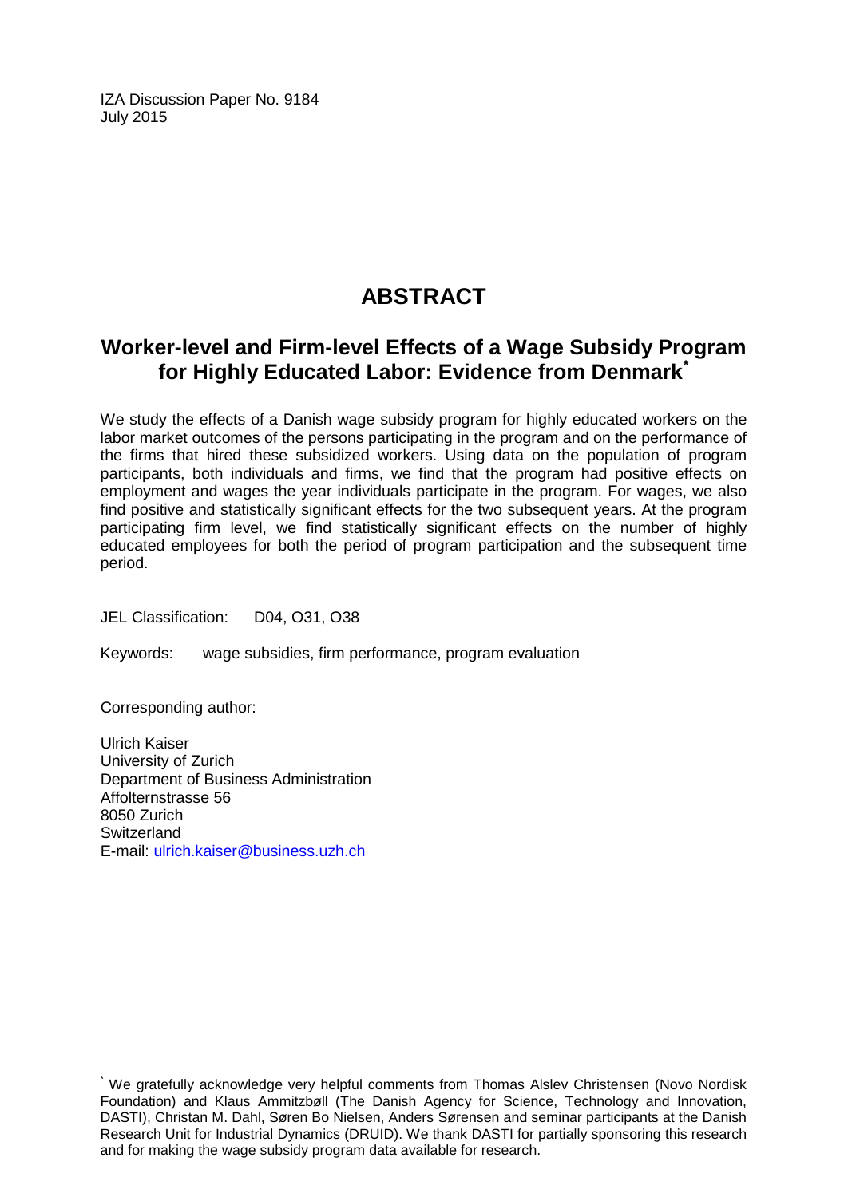IZA Discussion Paper No. 9184
July 2015

# ABSTRACT

## Worker-level and Firm-level Effects of a Wage Subsidy Program for Highly Educated Labor: Evidence from Denmark*

We study the effects of a Danish wage subsidy program for highly educated workers on the labor market outcomes of the persons participating in the program and on the performance of the firms that hired these subsidized workers. Using data on the population of program participants, both individuals and firms, we find that the program had positive effects on employment and wages the year individuals participate in the program. For wages, we also find positive and statistically significant effects for the two subsequent years. At the program participating firm level, we find statistically significant effects on the number of highly educated employees for both the period of program participation and the subsequent time period.

JEL Classification: D04, O31, O38

Keywords: wage subsidies, firm performance, program evaluation

Corresponding author:

Ulrich Kaiser
University of Zurich
Department of Business Administration
Affolternstrasse 56
8050 Zurich
Switzerland
E-mail: ulrich.kaiser@business.uzh.ch

---

* We gratefully acknowledge very helpful comments from Thomas Alslev Christensen (Novo Nordisk Foundation) and Klaus Ammitzbøll (The Danish Agency for Science, Technology and Innovation, DASTI), Christan M. Dahl, Søren Bo Nielsen, Anders Sørensen and seminar participants at the Danish Research Unit for Industrial Dynamics (DRUID). We thank DASTI for partially sponsoring this research and for making the wage subsidy program data available for research.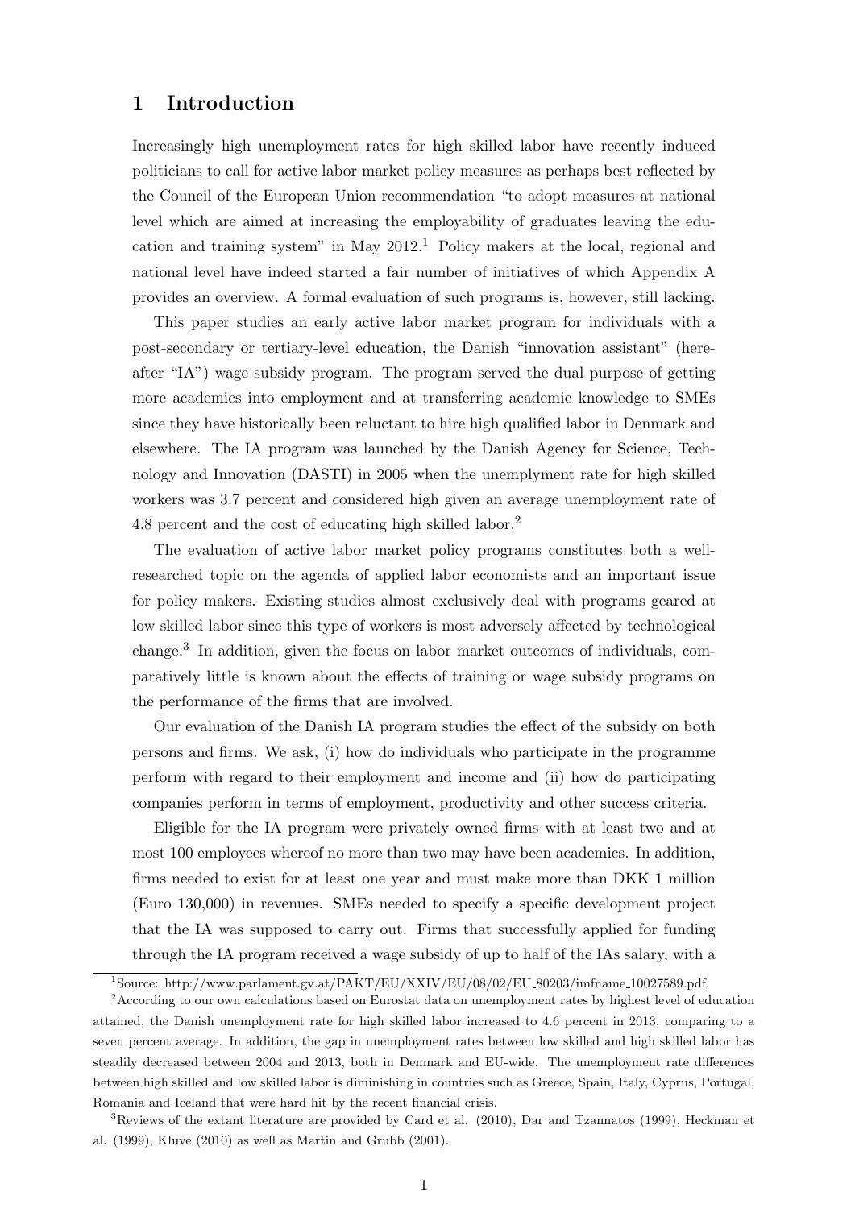## 1 Introduction

Increasingly high unemployment rates for high skilled labor have recently induced politicians to call for active labor market policy measures as perhaps best reflected by the Council of the European Union recommendation "to adopt measures at national level which are aimed at increasing the employability of graduates leaving the education and training system" in May 2012.[1] Policy makers at the local, regional and national level have indeed started a fair number of initiatives of which Appendix A provides an overview. A formal evaluation of such programs is, however, still lacking.

This paper studies an early active labor market program for individuals with a post-secondary or tertiary-level education, the Danish "innovation assistant" (hereafter "IA") wage subsidy program. The program served the dual purpose of getting more academics into employment and at transferring academic knowledge to SMEs since they have historically been reluctant to hire high qualified labor in Denmark and elsewhere. The IA program was launched by the Danish Agency for Science, Technology and Innovation (DASTI) in 2005 when the unemplyment rate for high skilled workers was 3.7 percent and considered high given an average unemployment rate of 4.8 percent and the cost of educating high skilled labor.[2]

The evaluation of active labor market policy programs constitutes both a well-researched topic on the agenda of applied labor economists and an important issue for policy makers. Existing studies almost exclusively deal with programs geared at low skilled labor since this type of workers is most adversely affected by technological change.[3] In addition, given the focus on labor market outcomes of individuals, comparatively little is known about the effects of training or wage subsidy programs on the performance of the firms that are involved.

Our evaluation of the Danish IA program studies the effect of the subsidy on both persons and firms. We ask, (i) how do individuals who participate in the programme perform with regard to their employment and income and (ii) how do participating companies perform in terms of employment, productivity and other success criteria.

Eligible for the IA program were privately owned firms with at least two and at most 100 employees whereof no more than two may have been academics. In addition, firms needed to exist for at least one year and must make more than DKK 1 million (Euro 130,000) in revenues. SMEs needed to specify a specific development project that the IA was supposed to carry out. Firms that successfully applied for funding through the IA program received a wage subsidy of up to half of the IAs salary, with a

---

[1] Source: http://www.parlament.gv.at/PAKT/EU/XXIV/EU/08/02/EU_80203/imfname_10027589.pdf.

[2] According to our own calculations based on Eurostat data on unemployment rates by highest level of education attained, the Danish unemployment rate for high skilled labor increased to 4.6 percent in 2013, comparing to a seven percent average. In addition, the gap in unemployment rates between low skilled and high skilled labor has steadily decreased between 2004 and 2013, both in Denmark and EU-wide. The unemployment rate differences between high skilled and low skilled labor is diminishing in countries such as Greece, Spain, Italy, Cyprus, Portugal, Romania and Iceland that were hard hit by the recent financial crisis.

[3] Reviews of the extant literature are provided by Card et al. (2010), Dar and Tzannatos (1999), Heckman et al. (1999), Kluve (2010) as well as Martin and Grubb (2001).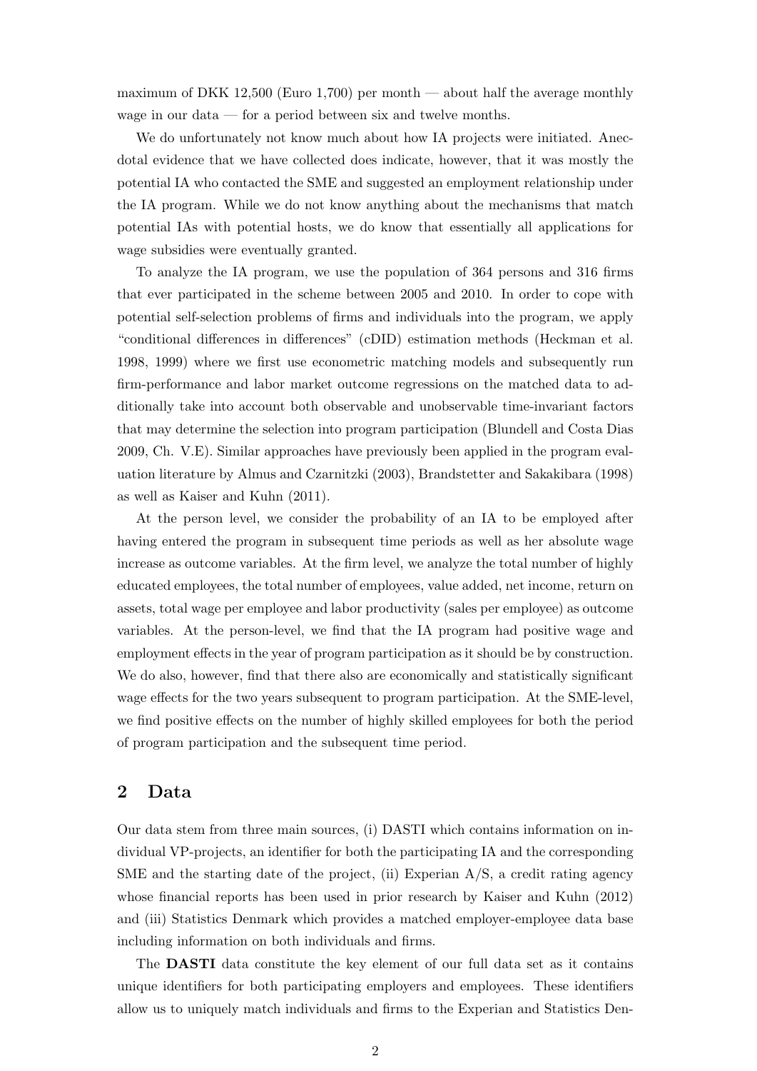maximum of DKK 12,500 (Euro 1,700) per month — about half the average monthly wage in our data — for a period between six and twelve months.

We do unfortunately not know much about how IA projects were initiated. Anecdotal evidence that we have collected does indicate, however, that it was mostly the potential IA who contacted the SME and suggested an employment relationship under the IA program. While we do not know anything about the mechanisms that match potential IAs with potential hosts, we do know that essentially all applications for wage subsidies were eventually granted.

To analyze the IA program, we use the population of 364 persons and 316 firms that ever participated in the scheme between 2005 and 2010. In order to cope with potential self-selection problems of firms and individuals into the program, we apply "conditional differences in differences" (cDID) estimation methods (Heckman et al. 1998, 1999) where we first use econometric matching models and subsequently run firm-performance and labor market outcome regressions on the matched data to additionally take into account both observable and unobservable time-invariant factors that may determine the selection into program participation (Blundell and Costa Dias 2009, Ch. V.E). Similar approaches have previously been applied in the program evaluation literature by Almus and Czarnitzki (2003), Brandstetter and Sakakibara (1998) as well as Kaiser and Kuhn (2011).

At the person level, we consider the probability of an IA to be employed after having entered the program in subsequent time periods as well as her absolute wage increase as outcome variables. At the firm level, we analyze the total number of highly educated employees, the total number of employees, value added, net income, return on assets, total wage per employee and labor productivity (sales per employee) as outcome variables. At the person-level, we find that the IA program had positive wage and employment effects in the year of program participation as it should be by construction. We do also, however, find that there also are economically and statistically significant wage effects for the two years subsequent to program participation. At the SME-level, we find positive effects on the number of highly skilled employees for both the period of program participation and the subsequent time period.

## 2 Data

Our data stem from three main sources, (i) DASTI which contains information on individual VP-projects, an identifier for both the participating IA and the corresponding SME and the starting date of the project, (ii) Experian A/S, a credit rating agency whose financial reports has been used in prior research by Kaiser and Kuhn (2012) and (iii) Statistics Denmark which provides a matched employer-employee data base including information on both individuals and firms.

The **DASTI** data constitute the key element of our full data set as it contains unique identifiers for both participating employers and employees. These identifiers allow us to uniquely match individuals and firms to the Experian and Statistics Den-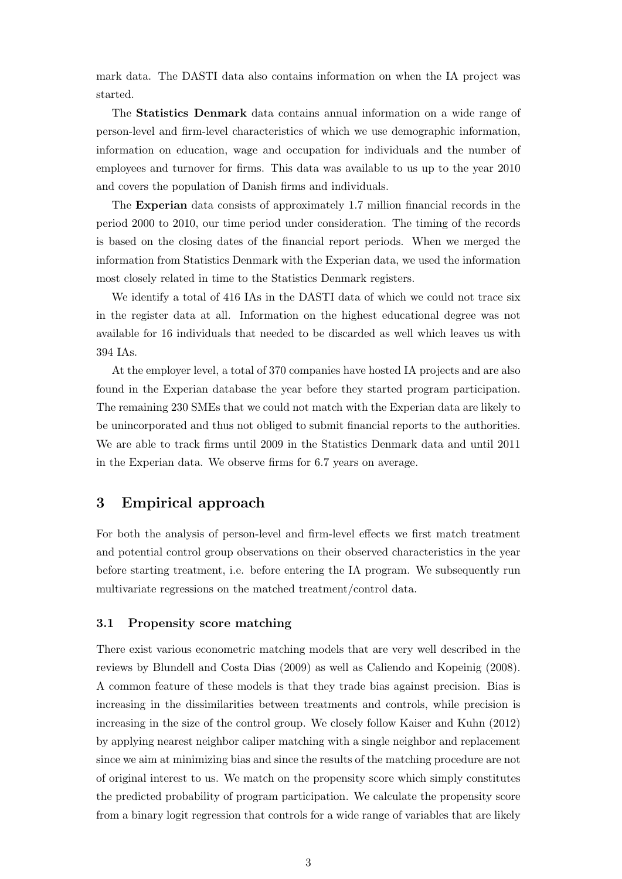mark data. The DASTI data also contains information on when the IA project was started.

The **Statistics Denmark** data contains annual information on a wide range of person-level and firm-level characteristics of which we use demographic information, information on education, wage and occupation for individuals and the number of employees and turnover for firms. This data was available to us up to the year 2010 and covers the population of Danish firms and individuals.

The **Experian** data consists of approximately 1.7 million financial records in the period 2000 to 2010, our time period under consideration. The timing of the records is based on the closing dates of the financial report periods. When we merged the information from Statistics Denmark with the Experian data, we used the information most closely related in time to the Statistics Denmark registers.

We identify a total of 416 IAs in the DASTI data of which we could not trace six in the register data at all. Information on the highest educational degree was not available for 16 individuals that needed to be discarded as well which leaves us with 394 IAs.

At the employer level, a total of 370 companies have hosted IA projects and are also found in the Experian database the year before they started program participation. The remaining 230 SMEs that we could not match with the Experian data are likely to be unincorporated and thus not obliged to submit financial reports to the authorities. We are able to track firms until 2009 in the Statistics Denmark data and until 2011 in the Experian data. We observe firms for 6.7 years on average.

## 3 Empirical approach

For both the analysis of person-level and firm-level effects we first match treatment and potential control group observations on their observed characteristics in the year before starting treatment, i.e. before entering the IA program. We subsequently run multivariate regressions on the matched treatment/control data.

### 3.1 Propensity score matching

There exist various econometric matching models that are very well described in the reviews by Blundell and Costa Dias (2009) as well as Caliendo and Kopeinig (2008). A common feature of these models is that they trade bias against precision. Bias is increasing in the dissimilarities between treatments and controls, while precision is increasing in the size of the control group. We closely follow Kaiser and Kuhn (2012) by applying nearest neighbor caliper matching with a single neighbor and replacement since we aim at minimizing bias and since the results of the matching procedure are not of original interest to us. We match on the propensity score which simply constitutes the predicted probability of program participation. We calculate the propensity score from a binary logit regression that controls for a wide range of variables that are likely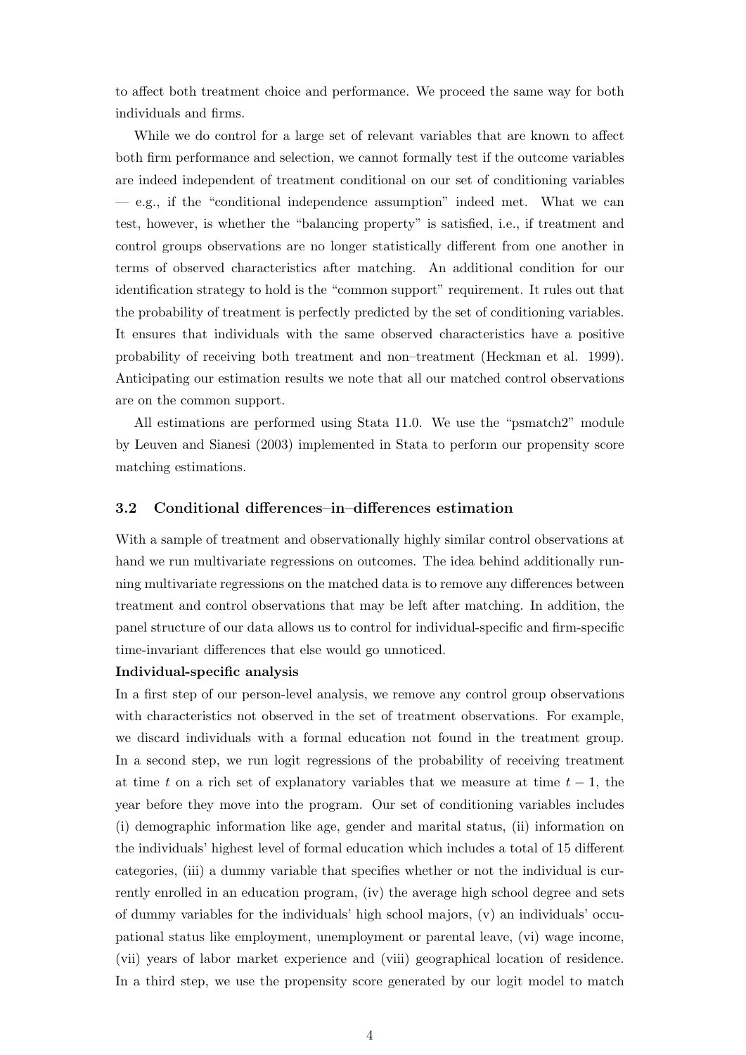to affect both treatment choice and performance. We proceed the same way for both individuals and firms.

While we do control for a large set of relevant variables that are known to affect both firm performance and selection, we cannot formally test if the outcome variables are indeed independent of treatment conditional on our set of conditioning variables — e.g., if the "conditional independence assumption" indeed met. What we can test, however, is whether the "balancing property" is satisfied, i.e., if treatment and control groups observations are no longer statistically different from one another in terms of observed characteristics after matching. An additional condition for our identification strategy to hold is the "common support" requirement. It rules out that the probability of treatment is perfectly predicted by the set of conditioning variables. It ensures that individuals with the same observed characteristics have a positive probability of receiving both treatment and non–treatment (Heckman et al. 1999). Anticipating our estimation results we note that all our matched control observations are on the common support.

All estimations are performed using Stata 11.0. We use the "psmatch2" module by Leuven and Sianesi (2003) implemented in Stata to perform our propensity score matching estimations.

### 3.2 Conditional differences–in–differences estimation

With a sample of treatment and observationally highly similar control observations at hand we run multivariate regressions on outcomes. The idea behind additionally running multivariate regressions on the matched data is to remove any differences between treatment and control observations that may be left after matching. In addition, the panel structure of our data allows us to control for individual-specific and firm-specific time-invariant differences that else would go unnoticed.

**Individual-specific analysis**

In a first step of our person-level analysis, we remove any control group observations with characteristics not observed in the set of treatment observations. For example, we discard individuals with a formal education not found in the treatment group. In a second step, we run logit regressions of the probability of receiving treatment at time $t$ on a rich set of explanatory variables that we measure at time $t-1$, the year before they move into the program. Our set of conditioning variables includes (i) demographic information like age, gender and marital status, (ii) information on the individuals' highest level of formal education which includes a total of 15 different categories, (iii) a dummy variable that specifies whether or not the individual is currently enrolled in an education program, (iv) the average high school degree and sets of dummy variables for the individuals' high school majors, (v) an individuals' occupational status like employment, unemployment or parental leave, (vi) wage income, (vii) years of labor market experience and (viii) geographical location of residence. In a third step, we use the propensity score generated by our logit model to match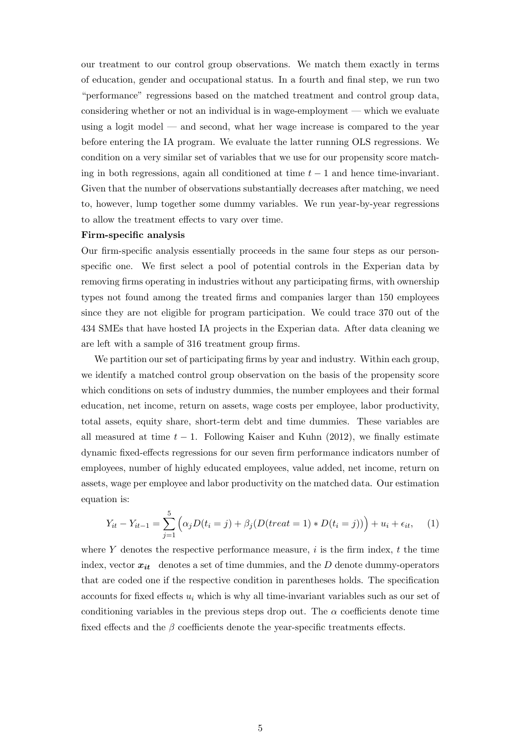our treatment to our control group observations. We match them exactly in terms of education, gender and occupational status. In a fourth and final step, we run two "performance" regressions based on the matched treatment and control group data, considering whether or not an individual is in wage-employment — which we evaluate using a logit model — and second, what her wage increase is compared to the year before entering the IA program. We evaluate the latter running OLS regressions. We condition on a very similar set of variables that we use for our propensity score matching in both regressions, again all conditioned at time $t-1$ and hence time-invariant. Given that the number of observations substantially decreases after matching, we need to, however, lump together some dummy variables. We run year-by-year regressions to allow the treatment effects to vary over time.

**Firm-specific analysis**

Our firm-specific analysis essentially proceeds in the same four steps as our person-specific one. We first select a pool of potential controls in the Experian data by removing firms operating in industries without any participating firms, with ownership types not found among the treated firms and companies larger than 150 employees since they are not eligible for program participation. We could trace 370 out of the 434 SMEs that have hosted IA projects in the Experian data. After data cleaning we are left with a sample of 316 treatment group firms.

We partition our set of participating firms by year and industry. Within each group, we identify a matched control group observation on the basis of the propensity score which conditions on sets of industry dummies, the number employees and their formal education, net income, return on assets, wage costs per employee, labor productivity, total assets, equity share, short-term debt and time dummies. These variables are all measured at time $t-1$. Following Kaiser and Kuhn (2012), we finally estimate dynamic fixed-effects regressions for our seven firm performance indicators number of employees, number of highly educated employees, value added, net income, return on assets, wage per employee and labor productivity on the matched data. Our estimation equation is:

$$Y_{it} - Y_{it-1} = \sum_{j=1}^{5} \Big( \alpha_j D(t_i = j) + \beta_j (D(treat = 1) * D(t_i = j)) \Big) + u_i + \epsilon_{it}, \quad (1)$$

where $Y$ denotes the respective performance measure, $i$ is the firm index, $t$ the time index, vector $\boldsymbol{x_{it}}$ denotes a set of time dummies, and the $D$ denote dummy-operators that are coded one if the respective condition in parentheses holds. The specification accounts for fixed effects $u_i$ which is why all time-invariant variables such as our set of conditioning variables in the previous steps drop out. The $\alpha$ coefficients denote time fixed effects and the $\beta$ coefficients denote the year-specific treatments effects.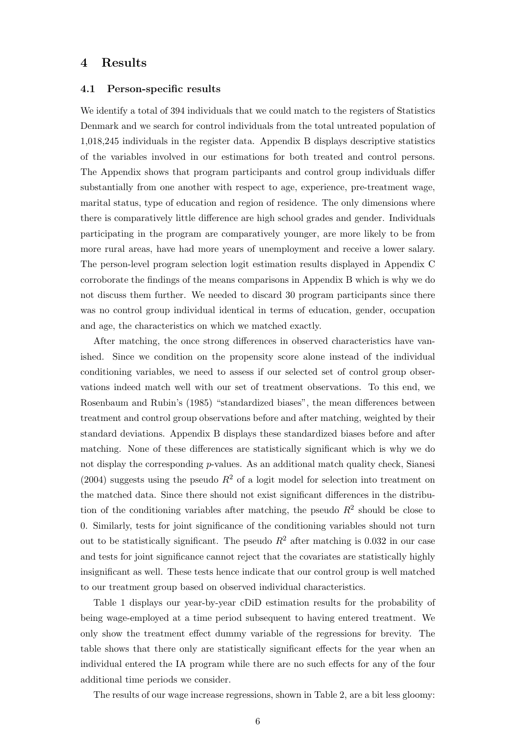# 4 Results

## 4.1 Person-specific results

We identify a total of 394 individuals that we could match to the registers of Statistics Denmark and we search for control individuals from the total untreated population of 1,018,245 individuals in the register data. Appendix B displays descriptive statistics of the variables involved in our estimations for both treated and control persons. The Appendix shows that program participants and control group individuals differ substantially from one another with respect to age, experience, pre-treatment wage, marital status, type of education and region of residence. The only dimensions where there is comparatively little difference are high school grades and gender. Individuals participating in the program are comparatively younger, are more likely to be from more rural areas, have had more years of unemployment and receive a lower salary. The person-level program selection logit estimation results displayed in Appendix C corroborate the findings of the means comparisons in Appendix B which is why we do not discuss them further. We needed to discard 30 program participants since there was no control group individual identical in terms of education, gender, occupation and age, the characteristics on which we matched exactly.

After matching, the once strong differences in observed characteristics have vanished. Since we condition on the propensity score alone instead of the individual conditioning variables, we need to assess if our selected set of control group observations indeed match well with our set of treatment observations. To this end, we Rosenbaum and Rubin's (1985) "standardized biases", the mean differences between treatment and control group observations before and after matching, weighted by their standard deviations. Appendix B displays these standardized biases before and after matching. None of these differences are statistically significant which is why we do not display the corresponding $p$-values. As an additional match quality check, Sianesi (2004) suggests using the pseudo $R^2$ of a logit model for selection into treatment on the matched data. Since there should not exist significant differences in the distribution of the conditioning variables after matching, the pseudo $R^2$ should be close to 0. Similarly, tests for joint significance of the conditioning variables should not turn out to be statistically significant. The pseudo $R^2$ after matching is 0.032 in our case and tests for joint significance cannot reject that the covariates are statistically highly insignificant as well. These tests hence indicate that our control group is well matched to our treatment group based on observed individual characteristics.

Table 1 displays our year-by-year cDiD estimation results for the probability of being wage-employed at a time period subsequent to having entered treatment. We only show the treatment effect dummy variable of the regressions for brevity. The table shows that there only are statistically significant effects for the year when an individual entered the IA program while there are no such effects for any of the four additional time periods we consider.

The results of our wage increase regressions, shown in Table 2, are a bit less gloomy: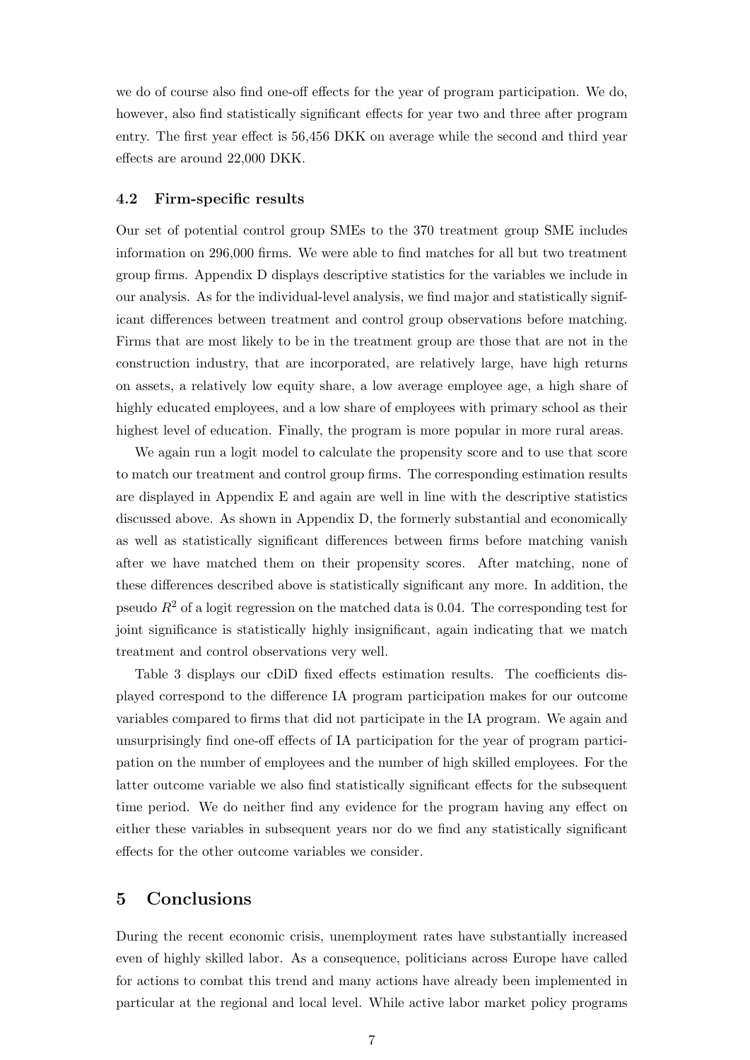we do of course also find one-off effects for the year of program participation. We do, however, also find statistically significant effects for year two and three after program entry. The first year effect is 56,456 DKK on average while the second and third year effects are around 22,000 DKK.

### 4.2 Firm-specific results

Our set of potential control group SMEs to the 370 treatment group SME includes information on 296,000 firms. We were able to find matches for all but two treatment group firms. Appendix D displays descriptive statistics for the variables we include in our analysis. As for the individual-level analysis, we find major and statistically significant differences between treatment and control group observations before matching. Firms that are most likely to be in the treatment group are those that are not in the construction industry, that are incorporated, are relatively large, have high returns on assets, a relatively low equity share, a low average employee age, a high share of highly educated employees, and a low share of employees with primary school as their highest level of education. Finally, the program is more popular in more rural areas.

We again run a logit model to calculate the propensity score and to use that score to match our treatment and control group firms. The corresponding estimation results are displayed in Appendix E and again are well in line with the descriptive statistics discussed above. As shown in Appendix D, the formerly substantial and economically as well as statistically significant differences between firms before matching vanish after we have matched them on their propensity scores. After matching, none of these differences described above is statistically significant any more. In addition, the pseudo $R^2$ of a logit regression on the matched data is 0.04. The corresponding test for joint significance is statistically highly insignificant, again indicating that we match treatment and control observations very well.

Table 3 displays our cDiD fixed effects estimation results. The coefficients displayed correspond to the difference IA program participation makes for our outcome variables compared to firms that did not participate in the IA program. We again and unsurprisingly find one-off effects of IA participation for the year of program participation on the number of employees and the number of high skilled employees. For the latter outcome variable we also find statistically significant effects for the subsequent time period. We do neither find any evidence for the program having any effect on either these variables in subsequent years nor do we find any statistically significant effects for the other outcome variables we consider.

## 5 Conclusions

During the recent economic crisis, unemployment rates have substantially increased even of highly skilled labor. As a consequence, politicians across Europe have called for actions to combat this trend and many actions have already been implemented in particular at the regional and local level. While active labor market policy programs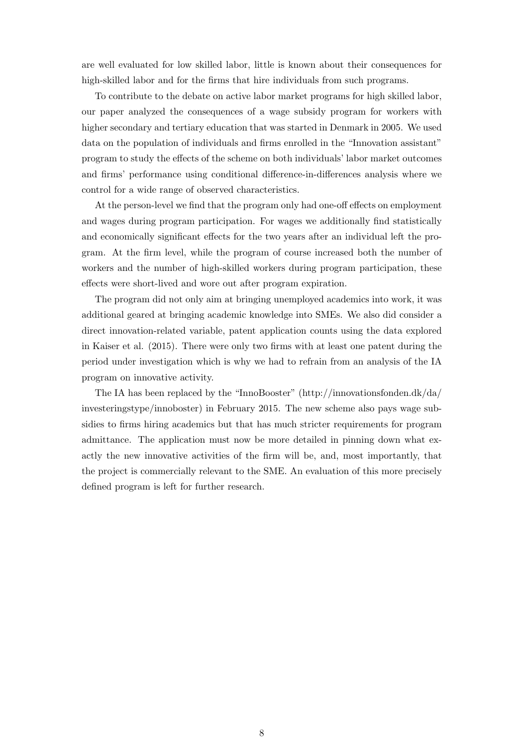are well evaluated for low skilled labor, little is known about their consequences for high-skilled labor and for the firms that hire individuals from such programs.

To contribute to the debate on active labor market programs for high skilled labor, our paper analyzed the consequences of a wage subsidy program for workers with higher secondary and tertiary education that was started in Denmark in 2005. We used data on the population of individuals and firms enrolled in the "Innovation assistant" program to study the effects of the scheme on both individuals' labor market outcomes and firms' performance using conditional difference-in-differences analysis where we control for a wide range of observed characteristics.

At the person-level we find that the program only had one-off effects on employment and wages during program participation. For wages we additionally find statistically and economically significant effects for the two years after an individual left the program. At the firm level, while the program of course increased both the number of workers and the number of high-skilled workers during program participation, these effects were short-lived and wore out after program expiration.

The program did not only aim at bringing unemployed academics into work, it was additional geared at bringing academic knowledge into SMEs. We also did consider a direct innovation-related variable, patent application counts using the data explored in Kaiser et al. (2015). There were only two firms with at least one patent during the period under investigation which is why we had to refrain from an analysis of the IA program on innovative activity.

The IA has been replaced by the "InnoBooster" (http://innovationsfonden.dk/da/investeringstype/innoboster) in February 2015. The new scheme also pays wage subsidies to firms hiring academics but that has much stricter requirements for program admittance. The application must now be more detailed in pinning down what exactly the new innovative activities of the firm will be, and, most importantly, that the project is commercially relevant to the SME. An evaluation of this more precisely defined program is left for further research.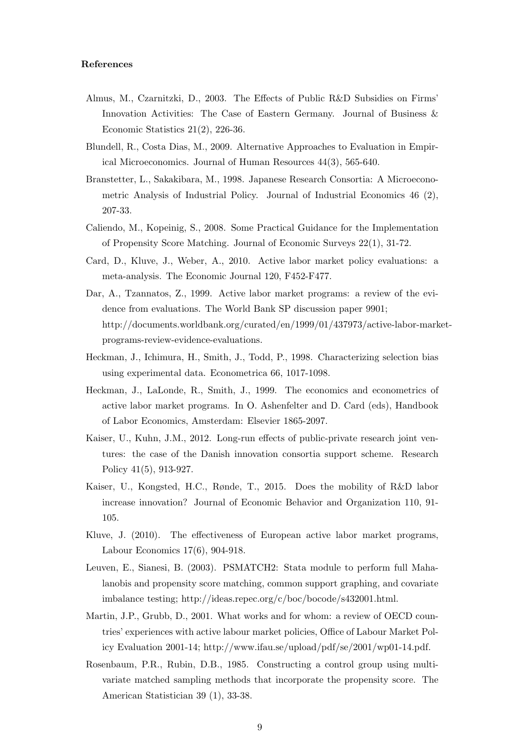**References**

Almus, M., Czarnitzki, D., 2003. The Effects of Public R&D Subsidies on Firms' Innovation Activities: The Case of Eastern Germany. Journal of Business & Economic Statistics 21(2), 226-36.

Blundell, R., Costa Dias, M., 2009. Alternative Approaches to Evaluation in Empirical Microeconomics. Journal of Human Resources 44(3), 565-640.

Branstetter, L., Sakakibara, M., 1998. Japanese Research Consortia: A Microeconometric Analysis of Industrial Policy. Journal of Industrial Economics 46 (2), 207-33.

Caliendo, M., Kopeinig, S., 2008. Some Practical Guidance for the Implementation of Propensity Score Matching. Journal of Economic Surveys 22(1), 31-72.

Card, D., Kluve, J., Weber, A., 2010. Active labor market policy evaluations: a meta-analysis. The Economic Journal 120, F452-F477.

Dar, A., Tzannatos, Z., 1999. Active labor market programs: a review of the evidence from evaluations. The World Bank SP discussion paper 9901; http://documents.worldbank.org/curated/en/1999/01/437973/active-labor-market-programs-review-evidence-evaluations.

Heckman, J., Ichimura, H., Smith, J., Todd, P., 1998. Characterizing selection bias using experimental data. Econometrica 66, 1017-1098.

Heckman, J., LaLonde, R., Smith, J., 1999. The economics and econometrics of active labor market programs. In O. Ashenfelter and D. Card (eds), Handbook of Labor Economics, Amsterdam: Elsevier 1865-2097.

Kaiser, U., Kuhn, J.M., 2012. Long-run effects of public-private research joint ventures: the case of the Danish innovation consortia support scheme. Research Policy 41(5), 913-927.

Kaiser, U., Kongsted, H.C., Rønde, T., 2015. Does the mobility of R&D labor increase innovation? Journal of Economic Behavior and Organization 110, 91-105.

Kluve, J. (2010). The effectiveness of European active labor market programs, Labour Economics 17(6), 904-918.

Leuven, E., Sianesi, B. (2003). PSMATCH2: Stata module to perform full Mahalanobis and propensity score matching, common support graphing, and covariate imbalance testing; http://ideas.repec.org/c/boc/bocode/s432001.html.

Martin, J.P., Grubb, D., 2001. What works and for whom: a review of OECD countries' experiences with active labour market policies, Office of Labour Market Policy Evaluation 2001-14; http://www.ifau.se/upload/pdf/se/2001/wp01-14.pdf.

Rosenbaum, P.R., Rubin, D.B., 1985. Constructing a control group using multivariate matched sampling methods that incorporate the propensity score. The American Statistician 39 (1), 33-38.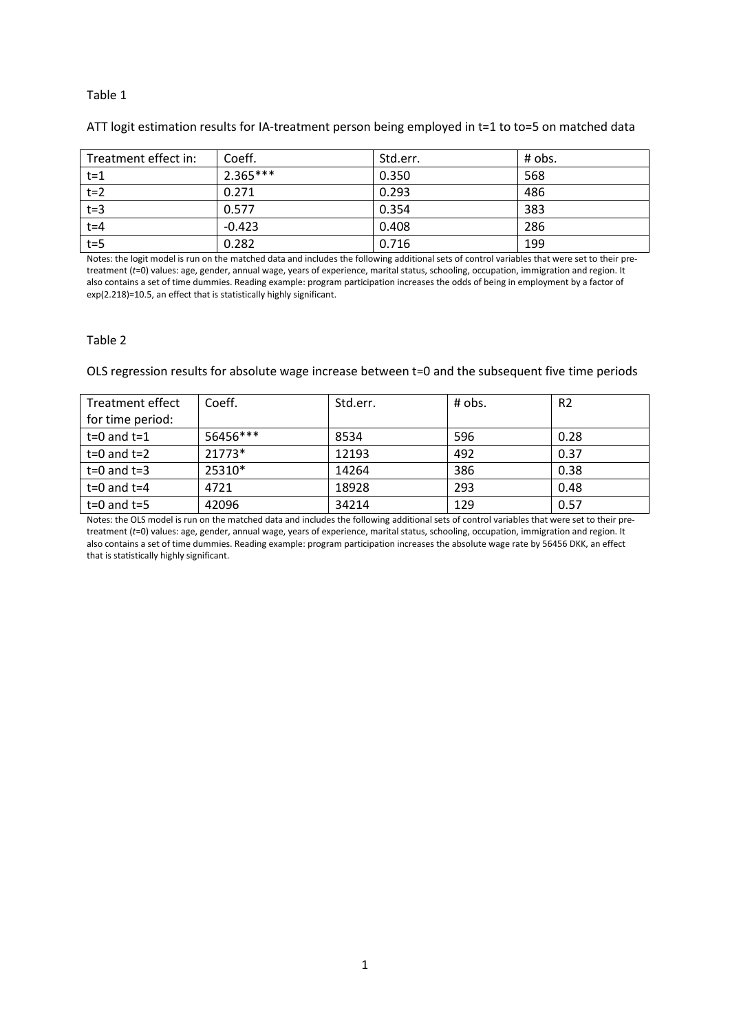Table 1

ATT logit estimation results for IA-treatment person being employed in t=1 to to=5 on matched data

| Treatment effect in: | Coeff. | Std.err. | # obs. |
|---|---|---|---|
| t=1 | 2.365*** | 0.350 | 568 |
| t=2 | 0.271 | 0.293 | 486 |
| t=3 | 0.577 | 0.354 | 383 |
| t=4 | -0.423 | 0.408 | 286 |
| t=5 | 0.282 | 0.716 | 199 |

Notes: the logit model is run on the matched data and includes the following additional sets of control variables that were set to their pre-treatment (*t*=0) values: age, gender, annual wage, years of experience, marital status, schooling, occupation, immigration and region. It also contains a set of time dummies. Reading example: program participation increases the odds of being in employment by a factor of exp(2.218)=10.5, an effect that is statistically highly significant.

Table 2

OLS regression results for absolute wage increase between t=0 and the subsequent five time periods

| Treatment effect for time period: | Coeff. | Std.err. | # obs. | R2 |
|---|---|---|---|---|
| t=0 and t=1 | 56456*** | 8534 | 596 | 0.28 |
| t=0 and t=2 | 21773* | 12193 | 492 | 0.37 |
| t=0 and t=3 | 25310* | 14264 | 386 | 0.38 |
| t=0 and t=4 | 4721 | 18928 | 293 | 0.48 |
| t=0 and t=5 | 42096 | 34214 | 129 | 0.57 |

Notes: the OLS model is run on the matched data and includes the following additional sets of control variables that were set to their pre-treatment (*t*=0) values: age, gender, annual wage, years of experience, marital status, schooling, occupation, immigration and region. It also contains a set of time dummies. Reading example: program participation increases the absolute wage rate by 56456 DKK, an effect that is statistically highly significant.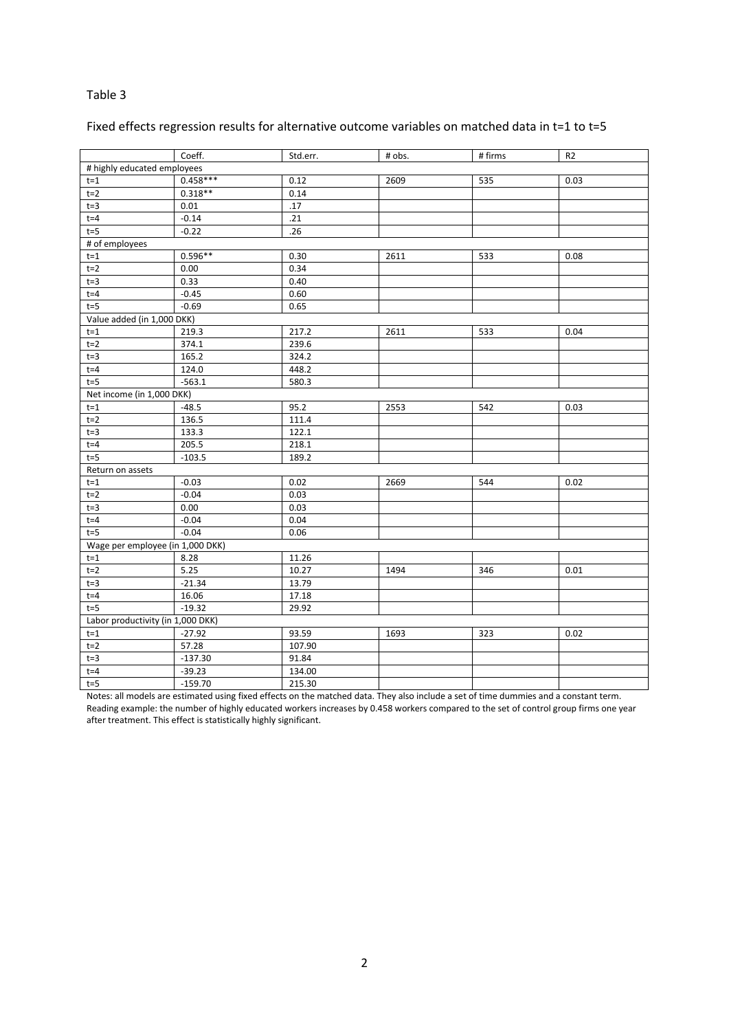Table 3

Fixed effects regression results for alternative outcome variables on matched data in t=1 to t=5

| | Coeff. | Std.err. | # obs. | # firms | R2 |
|---|---|---|---|---|---|
| # highly educated employees | | | | | |
| t=1 | 0.458*** | 0.12 | 2609 | 535 | 0.03 |
| t=2 | 0.318** | 0.14 | | | |
| t=3 | 0.01 | .17 | | | |
| t=4 | -0.14 | .21 | | | |
| t=5 | -0.22 | .26 | | | |
| # of employees | | | | | |
| t=1 | 0.596** | 0.30 | 2611 | 533 | 0.08 |
| t=2 | 0.00 | 0.34 | | | |
| t=3 | 0.33 | 0.40 | | | |
| t=4 | -0.45 | 0.60 | | | |
| t=5 | -0.69 | 0.65 | | | |
| Value added (in 1,000 DKK) | | | | | |
| t=1 | 219.3 | 217.2 | 2611 | 533 | 0.04 |
| t=2 | 374.1 | 239.6 | | | |
| t=3 | 165.2 | 324.2 | | | |
| t=4 | 124.0 | 448.2 | | | |
| t=5 | -563.1 | 580.3 | | | |
| Net income (in 1,000 DKK) | | | | | |
| t=1 | -48.5 | 95.2 | 2553 | 542 | 0.03 |
| t=2 | 136.5 | 111.4 | | | |
| t=3 | 133.3 | 122.1 | | | |
| t=4 | 205.5 | 218.1 | | | |
| t=5 | -103.5 | 189.2 | | | |
| Return on assets | | | | | |
| t=1 | -0.03 | 0.02 | 2669 | 544 | 0.02 |
| t=2 | -0.04 | 0.03 | | | |
| t=3 | 0.00 | 0.03 | | | |
| t=4 | -0.04 | 0.04 | | | |
| t=5 | -0.04 | 0.06 | | | |
| Wage per employee (in 1,000 DKK) | | | | | |
| t=1 | 8.28 | 11.26 | | | |
| t=2 | 5.25 | 10.27 | 1494 | 346 | 0.01 |
| t=3 | -21.34 | 13.79 | | | |
| t=4 | 16.06 | 17.18 | | | |
| t=5 | -19.32 | 29.92 | | | |
| Labor productivity (in 1,000 DKK) | | | | | |
| t=1 | -27.92 | 93.59 | 1693 | 323 | 0.02 |
| t=2 | 57.28 | 107.90 | | | |
| t=3 | -137.30 | 91.84 | | | |
| t=4 | -39.23 | 134.00 | | | |
| t=5 | -159.70 | 215.30 | | | |

Notes: all models are estimated using fixed effects on the matched data. They also include a set of time dummies and a constant term. Reading example: the number of highly educated workers increases by 0.458 workers compared to the set of control group firms one year after treatment. This effect is statistically highly significant.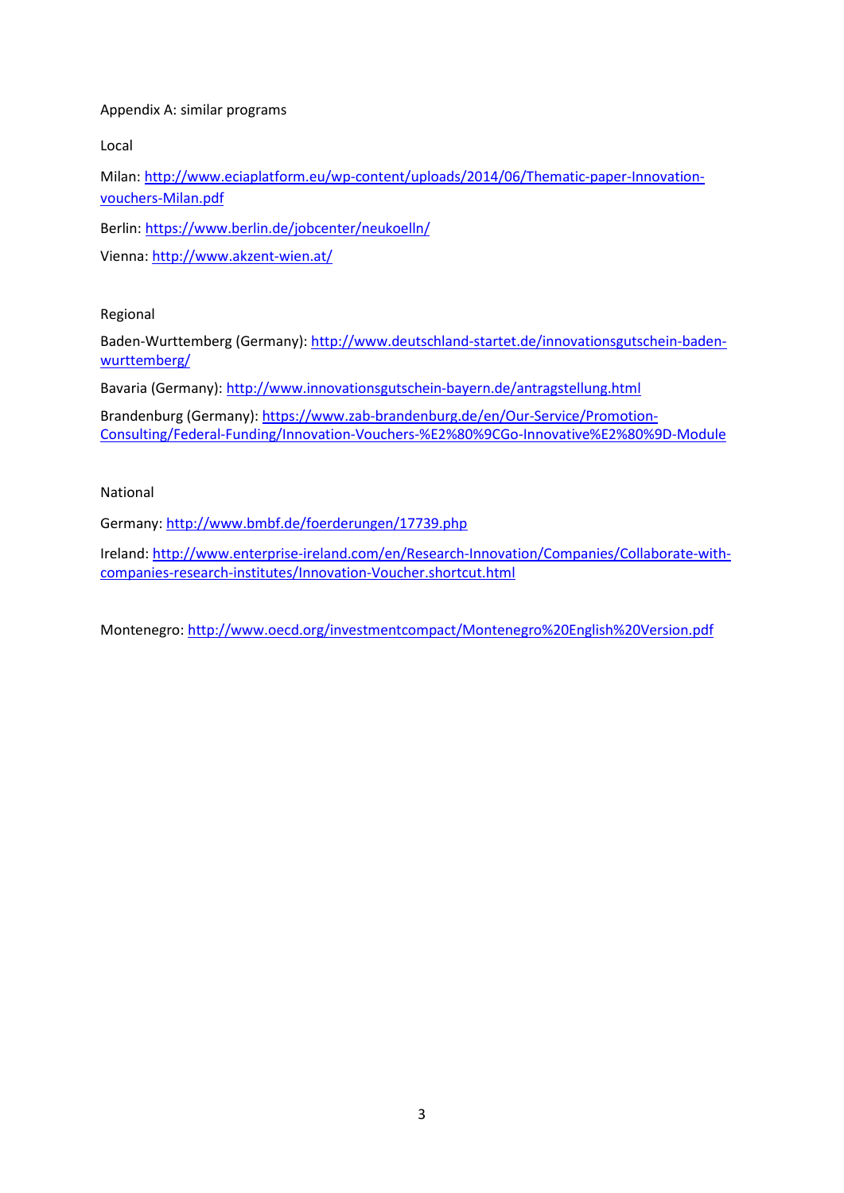Appendix A: similar programs

Local

Milan: http://www.eciaplatform.eu/wp-content/uploads/2014/06/Thematic-paper-Innovation-vouchers-Milan.pdf

Berlin: https://www.berlin.de/jobcenter/neukoelln/

Vienna: http://www.akzent-wien.at/

Regional

Baden-Wurttemberg (Germany): http://www.deutschland-startet.de/innovationsgutschein-baden-wurttemberg/

Bavaria (Germany): http://www.innovationsgutschein-bayern.de/antragstellung.html

Brandenburg (Germany): https://www.zab-brandenburg.de/en/Our-Service/Promotion-Consulting/Federal-Funding/Innovation-Vouchers-%E2%80%9CGo-Innovative%E2%80%9D-Module

National

Germany: http://www.bmbf.de/foerderungen/17739.php

Ireland: http://www.enterprise-ireland.com/en/Research-Innovation/Companies/Collaborate-with-companies-research-institutes/Innovation-Voucher.shortcut.html

Montenegro: http://www.oecd.org/investmentcompact/Montenegro%20English%20Version.pdf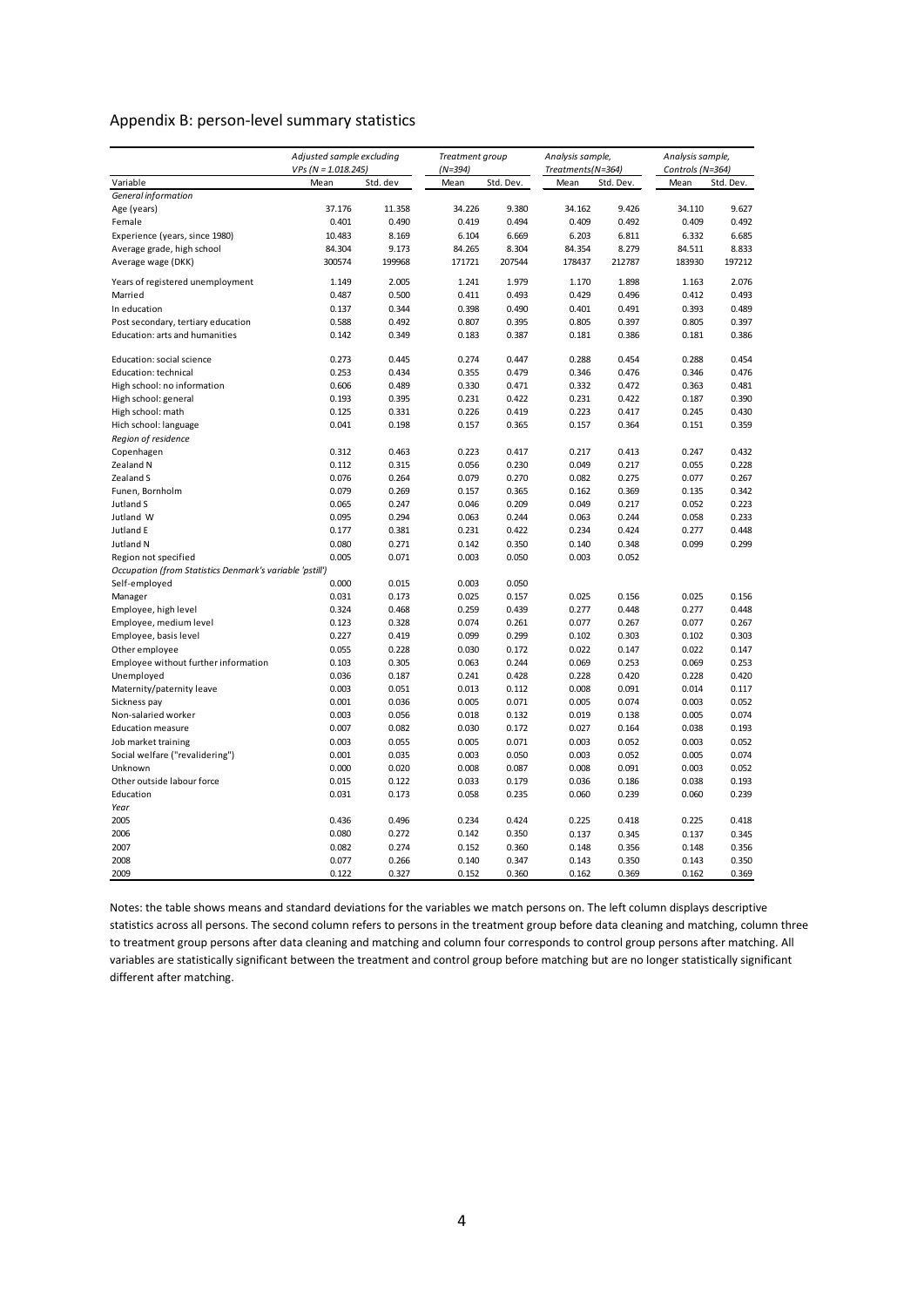## Appendix B: person-level summary statistics

| | Adjusted sample excluding VPs (N = 1.018.245) | | Treatment group (N=394) | | Analysis sample, Treatments(N=364) | | Analysis sample, Controls (N=364) | |
|---|---|---|---|---|---|---|---|---|
| Variable | Mean | Std. dev | Mean | Std. Dev. | Mean | Std. Dev. | Mean | Std. Dev. |
| *General information* | | | | | | | | |
| Age (years) | 37.176 | 11.358 | 34.226 | 9.380 | 34.162 | 9.426 | 34.110 | 9.627 |
| Female | 0.401 | 0.490 | 0.419 | 0.494 | 0.409 | 0.492 | 0.409 | 0.492 |
| Experience (years, since 1980) | 10.483 | 8.169 | 6.104 | 6.669 | 6.203 | 6.811 | 6.332 | 6.685 |
| Average grade, high school | 84.304 | 9.173 | 84.265 | 8.304 | 84.354 | 8.279 | 84.511 | 8.833 |
| Average wage (DKK) | 300574 | 199968 | 171721 | 207544 | 178437 | 212787 | 183930 | 197212 |
| Years of registered unemployment | 1.149 | 2.005 | 1.241 | 1.979 | 1.170 | 1.898 | 1.163 | 2.076 |
| Married | 0.487 | 0.500 | 0.411 | 0.493 | 0.429 | 0.496 | 0.412 | 0.493 |
| In education | 0.137 | 0.344 | 0.398 | 0.490 | 0.401 | 0.491 | 0.393 | 0.489 |
| Post secondary, tertiary education | 0.588 | 0.492 | 0.807 | 0.395 | 0.805 | 0.397 | 0.805 | 0.397 |
| Education: arts and humanities | 0.142 | 0.349 | 0.183 | 0.387 | 0.181 | 0.386 | 0.181 | 0.386 |
| Education: social science | 0.273 | 0.445 | 0.274 | 0.447 | 0.288 | 0.454 | 0.288 | 0.454 |
| Education: technical | 0.253 | 0.434 | 0.355 | 0.479 | 0.346 | 0.476 | 0.346 | 0.476 |
| High school: no information | 0.606 | 0.489 | 0.330 | 0.471 | 0.332 | 0.472 | 0.363 | 0.481 |
| High school: general | 0.193 | 0.395 | 0.231 | 0.422 | 0.231 | 0.422 | 0.187 | 0.390 |
| High school: math | 0.125 | 0.331 | 0.226 | 0.419 | 0.223 | 0.417 | 0.245 | 0.430 |
| Hich school: language | 0.041 | 0.198 | 0.157 | 0.365 | 0.157 | 0.364 | 0.151 | 0.359 |
| *Region of residence* | | | | | | | | |
| Copenhagen | 0.312 | 0.463 | 0.223 | 0.417 | 0.217 | 0.413 | 0.247 | 0.432 |
| Zealand N | 0.112 | 0.315 | 0.056 | 0.230 | 0.049 | 0.217 | 0.055 | 0.228 |
| Zealand S | 0.076 | 0.264 | 0.079 | 0.270 | 0.082 | 0.275 | 0.077 | 0.267 |
| Funen, Bornholm | 0.079 | 0.269 | 0.157 | 0.365 | 0.162 | 0.369 | 0.135 | 0.342 |
| Jutland S | 0.065 | 0.247 | 0.046 | 0.209 | 0.049 | 0.217 | 0.052 | 0.223 |
| Jutland W | 0.095 | 0.294 | 0.063 | 0.244 | 0.063 | 0.244 | 0.058 | 0.233 |
| Jutland E | 0.177 | 0.381 | 0.231 | 0.422 | 0.234 | 0.424 | 0.277 | 0.448 |
| Jutland N | 0.080 | 0.271 | 0.142 | 0.350 | 0.140 | 0.348 | 0.099 | 0.299 |
| Region not specified | 0.005 | 0.071 | 0.003 | 0.050 | 0.003 | 0.052 | | |
| *Occupation (from Statistics Denmark's variable 'pstill')* | | | | | | | | |
| Self-employed | 0.000 | 0.015 | 0.003 | 0.050 | | | | |
| Manager | 0.031 | 0.173 | 0.025 | 0.157 | 0.025 | 0.156 | 0.025 | 0.156 |
| Employee, high level | 0.324 | 0.468 | 0.259 | 0.439 | 0.277 | 0.448 | 0.277 | 0.448 |
| Employee, medium level | 0.123 | 0.328 | 0.074 | 0.261 | 0.077 | 0.267 | 0.077 | 0.267 |
| Employee, basis level | 0.227 | 0.419 | 0.099 | 0.299 | 0.102 | 0.303 | 0.102 | 0.303 |
| Other employee | 0.055 | 0.228 | 0.030 | 0.172 | 0.022 | 0.147 | 0.022 | 0.147 |
| Employee without further information | 0.103 | 0.305 | 0.063 | 0.244 | 0.069 | 0.253 | 0.069 | 0.253 |
| Unemployed | 0.036 | 0.187 | 0.241 | 0.428 | 0.228 | 0.420 | 0.228 | 0.420 |
| Maternity/paternity leave | 0.003 | 0.051 | 0.013 | 0.112 | 0.008 | 0.091 | 0.014 | 0.117 |
| Sickness pay | 0.001 | 0.036 | 0.005 | 0.071 | 0.005 | 0.074 | 0.003 | 0.052 |
| Non-salaried worker | 0.003 | 0.056 | 0.018 | 0.132 | 0.019 | 0.138 | 0.005 | 0.074 |
| Education measure | 0.007 | 0.082 | 0.030 | 0.172 | 0.027 | 0.164 | 0.038 | 0.193 |
| Job market training | 0.003 | 0.055 | 0.005 | 0.071 | 0.003 | 0.052 | 0.003 | 0.052 |
| Social welfare ("revalidering") | 0.001 | 0.035 | 0.003 | 0.050 | 0.003 | 0.052 | 0.005 | 0.074 |
| Unknown | 0.000 | 0.020 | 0.008 | 0.087 | 0.008 | 0.091 | 0.003 | 0.052 |
| Other outside labour force | 0.015 | 0.122 | 0.033 | 0.179 | 0.036 | 0.186 | 0.038 | 0.193 |
| Education | 0.031 | 0.173 | 0.058 | 0.235 | 0.060 | 0.239 | 0.060 | 0.239 |
| *Year* | | | | | | | | |
| 2005 | 0.436 | 0.496 | 0.234 | 0.424 | 0.225 | 0.418 | 0.225 | 0.418 |
| 2006 | 0.080 | 0.272 | 0.142 | 0.350 | 0.137 | 0.345 | 0.137 | 0.345 |
| 2007 | 0.082 | 0.274 | 0.152 | 0.360 | 0.148 | 0.356 | 0.148 | 0.356 |
| 2008 | 0.077 | 0.266 | 0.140 | 0.347 | 0.143 | 0.350 | 0.143 | 0.350 |
| 2009 | 0.122 | 0.327 | 0.152 | 0.360 | 0.162 | 0.369 | 0.162 | 0.369 |

Notes: the table shows means and standard deviations for the variables we match persons on. The left column displays descriptive statistics across all persons. The second column refers to persons in the treatment group before data cleaning and matching, column three to treatment group persons after data cleaning and matching and column four corresponds to control group persons after matching. All variables are statistically significant between the treatment and control group before matching but are no longer statistically significant different after matching.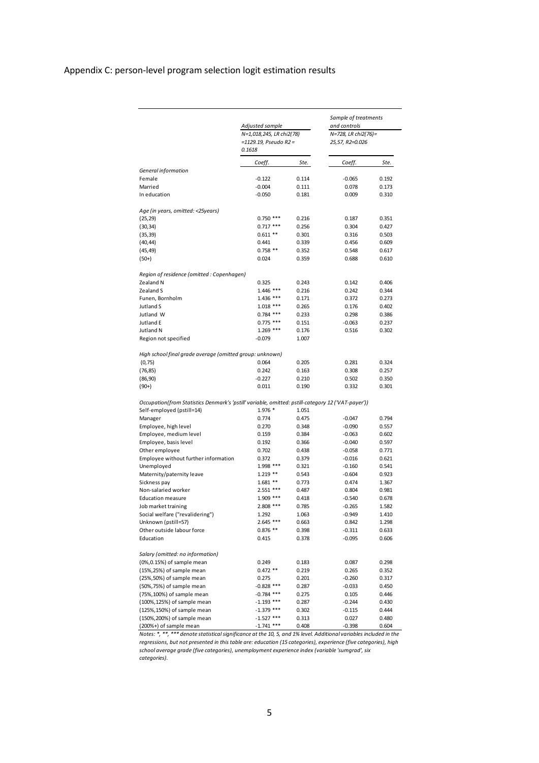## Appendix C: person-level program selection logit estimation results

| | Adjusted sample N=1,018,245, LR chi2(78) =1129.19, Pseudo R2 = 0.1618 | | Sample of treatments and controls N=728, LR chi2(76)= 25,57, R2=0.026 | |
|---|---|---|---|---|
| | *Coeff.* | *Ste.* | *Coeff.* | *Ste.* |
| *General information* | | | | |
| Female | -0.122 | 0.114 | -0.065 | 0.192 |
| Married | -0.004 | 0.111 | 0.078 | 0.173 |
| In education | -0.050 | 0.181 | 0.009 | 0.310 |
| *Age (in years, omitted: <25years)* | | | | |
| (25,29) | 0.750 *** | 0.216 | 0.187 | 0.351 |
| (30,34) | 0.717 *** | 0.256 | 0.304 | 0.427 |
| (35,39) | 0.611 ** | 0.301 | 0.316 | 0.503 |
| (40,44) | 0.441 | 0.339 | 0.456 | 0.609 |
| (45,49) | 0.758 ** | 0.352 | 0.548 | 0.617 |
| (50+) | 0.024 | 0.359 | 0.688 | 0.610 |
| *Region of residence (omitted : Copenhagen)* | | | | |
| Zealand N | 0.325 | 0.243 | 0.142 | 0.406 |
| Zealand S | 1.446 *** | 0.216 | 0.242 | 0.344 |
| Funen, Bornholm | 1.436 *** | 0.171 | 0.372 | 0.273 |
| Jutland S | 1.018 *** | 0.265 | 0.176 | 0.402 |
| Jutland W | 0.784 *** | 0.233 | 0.298 | 0.386 |
| Jutland E | 0.775 *** | 0.151 | -0.063 | 0.237 |
| Jutland N | 1.269 *** | 0.176 | 0.516 | 0.302 |
| Region not specified | -0.079 | 1.007 | | |
| *High school final grade average (omitted group: unknown)* | | | | |
| (0,75) | 0.064 | 0.205 | 0.281 | 0.324 |
| (76,85) | 0.242 | 0.163 | 0.308 | 0.257 |
| (86,90) | -0.227 | 0.210 | 0.502 | 0.350 |
| (90+) | 0.011 | 0.190 | 0.332 | 0.301 |
| *Occupation(from Statistics Denmark's 'pstill' variable, omitted: pstill-category 12 ('VAT-payer'))* | | | | |
| Self-employed (pstill=14) | 1.976 * | 1.051 | | |
| Manager | 0.774 | 0.475 | -0.047 | 0.794 |
| Employee, high level | 0.270 | 0.348 | -0.090 | 0.557 |
| Employee, medium level | 0.159 | 0.384 | -0.063 | 0.602 |
| Employee, basis level | 0.192 | 0.366 | -0.040 | 0.597 |
| Other employee | 0.702 | 0.438 | -0.058 | 0.771 |
| Employee without further information | 0.372 | 0.379 | -0.016 | 0.621 |
| Unemployed | 1.998 *** | 0.321 | -0.160 | 0.541 |
| Maternity/paternity leave | 1.219 ** | 0.543 | -0.604 | 0.923 |
| Sickness pay | 1.681 ** | 0.773 | 0.474 | 1.367 |
| Non-salaried worker | 2.551 *** | 0.487 | 0.804 | 0.981 |
| Education measure | 1.909 *** | 0.418 | -0.540 | 0.678 |
| Job market training | 2.808 *** | 0.785 | -0.265 | 1.582 |
| Social welfare ("revalidering") | 1.292 | 1.063 | -0.949 | 1.410 |
| Unknown (pstill=57) | 2.645 *** | 0.663 | 0.842 | 1.298 |
| Other outside labour force | 0.876 ** | 0.398 | -0.311 | 0.633 |
| Education | 0.415 | 0.378 | -0.095 | 0.606 |
| *Salary (omitted: no information)* | | | | |
| (0%,0.15%) of sample mean | 0.249 | 0.183 | 0.087 | 0.298 |
| (15%,25%) of sample mean | 0.472 ** | 0.219 | 0.265 | 0.352 |
| (25%,50%) of sample mean | 0.275 | 0.201 | -0.260 | 0.317 |
| (50%,75%) of sample mean | -0.828 *** | 0.287 | -0.033 | 0.450 |
| (75%,100%) of sample mean | -0.784 *** | 0.275 | 0.105 | 0.446 |
| (100%,125%) of sample mean | -1.193 *** | 0.287 | -0.244 | 0.430 |
| (125%,150%) of sample mean | -1.379 *** | 0.302 | -0.115 | 0.444 |
| (150%,200%) of sample mean | -1.527 *** | 0.313 | 0.027 | 0.480 |
| (200%+) of sample mean | -1.741 *** | 0.408 | -0.398 | 0.604 |

*Notes: *, **, *** denote statistical significance at the 10, 5, and 1% level. Additional variables included in the regressions, but not presented in this table are: education (15 categories), experience (five categories), high school average grade (five categories), unemployment experience index (variable 'sumgrad', six categories).*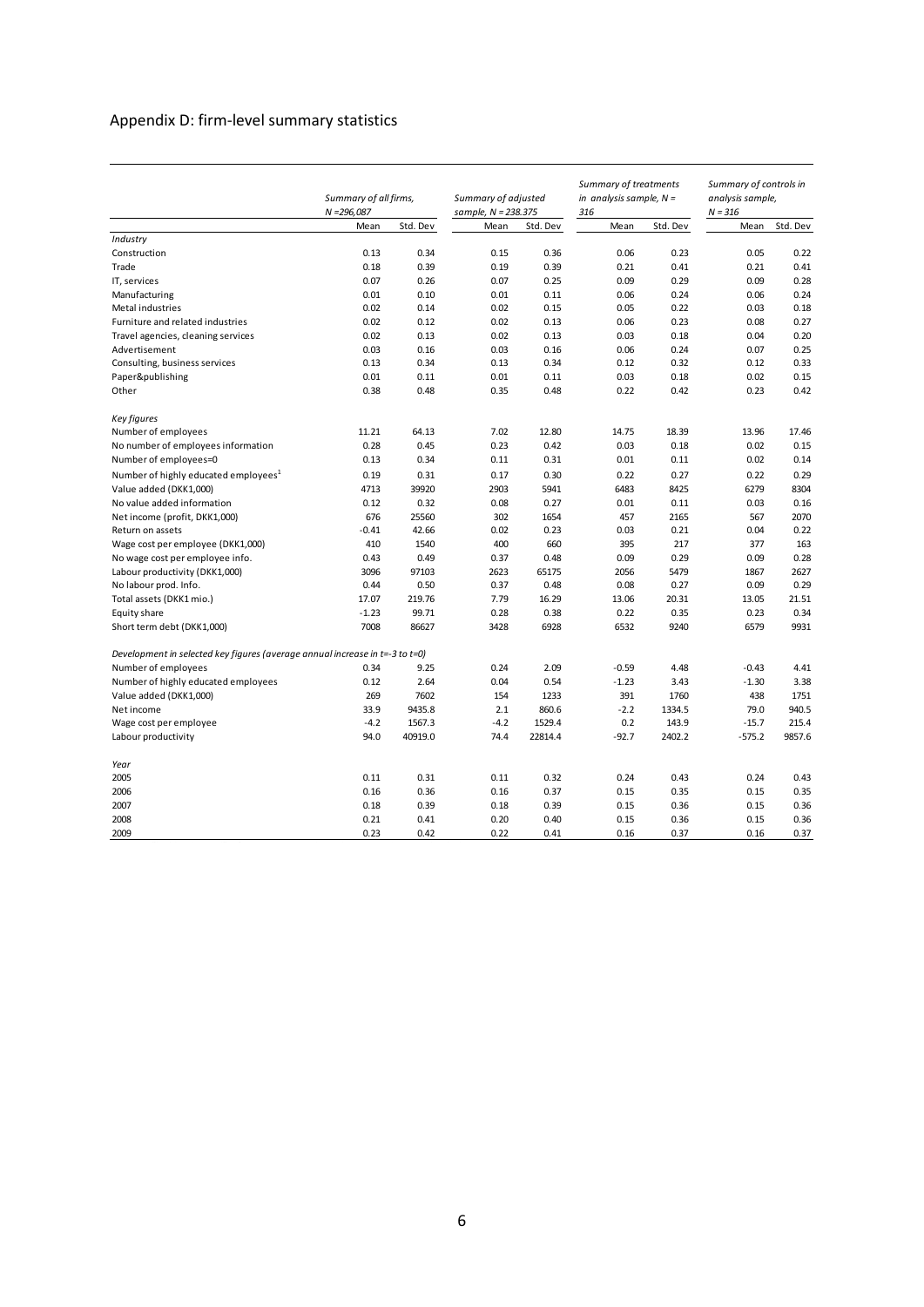## Appendix D: firm-level summary statistics

| | Summary of all firms, N =296,087 | | Summary of adjusted sample, N = 238.375 | | Summary of treatments in analysis sample, N = 316 | | Summary of controls in analysis sample, N = 316 | |
|---|---|---|---|---|---|---|---|---|
| | Mean | Std. Dev | Mean | Std. Dev | Mean | Std. Dev | Mean | Std. Dev |
| *Industry* | | | | | | | | |
| Construction | 0.13 | 0.34 | 0.15 | 0.36 | 0.06 | 0.23 | 0.05 | 0.22 |
| Trade | 0.18 | 0.39 | 0.19 | 0.39 | 0.21 | 0.41 | 0.21 | 0.41 |
| IT, services | 0.07 | 0.26 | 0.07 | 0.25 | 0.09 | 0.29 | 0.09 | 0.28 |
| Manufacturing | 0.01 | 0.10 | 0.01 | 0.11 | 0.06 | 0.24 | 0.06 | 0.24 |
| Metal industries | 0.02 | 0.14 | 0.02 | 0.15 | 0.05 | 0.22 | 0.03 | 0.18 |
| Furniture and related industries | 0.02 | 0.12 | 0.02 | 0.13 | 0.06 | 0.23 | 0.08 | 0.27 |
| Travel agencies, cleaning services | 0.02 | 0.13 | 0.02 | 0.13 | 0.03 | 0.18 | 0.04 | 0.20 |
| Advertisement | 0.03 | 0.16 | 0.03 | 0.16 | 0.06 | 0.24 | 0.07 | 0.25 |
| Consulting, business services | 0.13 | 0.34 | 0.13 | 0.34 | 0.12 | 0.32 | 0.12 | 0.33 |
| Paper&publishing | 0.01 | 0.11 | 0.01 | 0.11 | 0.03 | 0.18 | 0.02 | 0.15 |
| Other | 0.38 | 0.48 | 0.35 | 0.48 | 0.22 | 0.42 | 0.23 | 0.42 |
| *Key figures* | | | | | | | | |
| Number of employees | 11.21 | 64.13 | 7.02 | 12.80 | 14.75 | 18.39 | 13.96 | 17.46 |
| No number of employees information | 0.28 | 0.45 | 0.23 | 0.42 | 0.03 | 0.18 | 0.02 | 0.15 |
| Number of employees=0 | 0.13 | 0.34 | 0.11 | 0.31 | 0.01 | 0.11 | 0.02 | 0.14 |
| Number of highly educated employees[1] | 0.19 | 0.31 | 0.17 | 0.30 | 0.22 | 0.27 | 0.22 | 0.29 |
| Value added (DKK1,000) | 4713 | 39920 | 2903 | 5941 | 6483 | 8425 | 6279 | 8304 |
| No value added information | 0.12 | 0.32 | 0.08 | 0.27 | 0.01 | 0.11 | 0.03 | 0.16 |
| Net income (profit, DKK1,000) | 676 | 25560 | 302 | 1654 | 457 | 2165 | 567 | 2070 |
| Return on assets | -0.41 | 42.66 | 0.02 | 0.23 | 0.03 | 0.21 | 0.04 | 0.22 |
| Wage cost per employee (DKK1,000) | 410 | 1540 | 400 | 660 | 395 | 217 | 377 | 163 |
| No wage cost per employee info. | 0.43 | 0.49 | 0.37 | 0.48 | 0.09 | 0.29 | 0.09 | 0.28 |
| Labour productivity (DKK1,000) | 3096 | 97103 | 2623 | 65175 | 2056 | 5479 | 1867 | 2627 |
| No labour prod. Info. | 0.44 | 0.50 | 0.37 | 0.48 | 0.08 | 0.27 | 0.09 | 0.29 |
| Total assets (DKK1 mio.) | 17.07 | 219.76 | 7.79 | 16.29 | 13.06 | 20.31 | 13.05 | 21.51 |
| Equity share | -1.23 | 99.71 | 0.28 | 0.38 | 0.22 | 0.35 | 0.23 | 0.34 |
| Short term debt (DKK1,000) | 7008 | 86627 | 3428 | 6928 | 6532 | 9240 | 6579 | 9931 |
| *Development in selected key figures (average annual increase in t=-3 to t=0)* | | | | | | | | |
| Number of employees | 0.34 | 9.25 | 0.24 | 2.09 | -0.59 | 4.48 | -0.43 | 4.41 |
| Number of highly educated employees | 0.12 | 2.64 | 0.04 | 0.54 | -1.23 | 3.43 | -1.30 | 3.38 |
| Value added (DKK1,000) | 269 | 7602 | 154 | 1233 | 391 | 1760 | 438 | 1751 |
| Net income | 33.9 | 9435.8 | 2.1 | 860.6 | -2.2 | 1334.5 | 79.0 | 940.5 |
| Wage cost per employee | -4.2 | 1567.3 | -4.2 | 1529.4 | 0.2 | 143.9 | -15.7 | 215.4 |
| Labour productivity | 94.0 | 40919.0 | 74.4 | 22814.4 | -92.7 | 2402.2 | -575.2 | 9857.6 |
| *Year* | | | | | | | | |
| 2005 | 0.11 | 0.31 | 0.11 | 0.32 | 0.24 | 0.43 | 0.24 | 0.43 |
| 2006 | 0.16 | 0.36 | 0.16 | 0.37 | 0.15 | 0.35 | 0.15 | 0.35 |
| 2007 | 0.18 | 0.39 | 0.18 | 0.39 | 0.15 | 0.36 | 0.15 | 0.36 |
| 2008 | 0.21 | 0.41 | 0.20 | 0.40 | 0.15 | 0.36 | 0.15 | 0.36 |
| 2009 | 0.23 | 0.42 | 0.22 | 0.41 | 0.16 | 0.37 | 0.16 | 0.37 |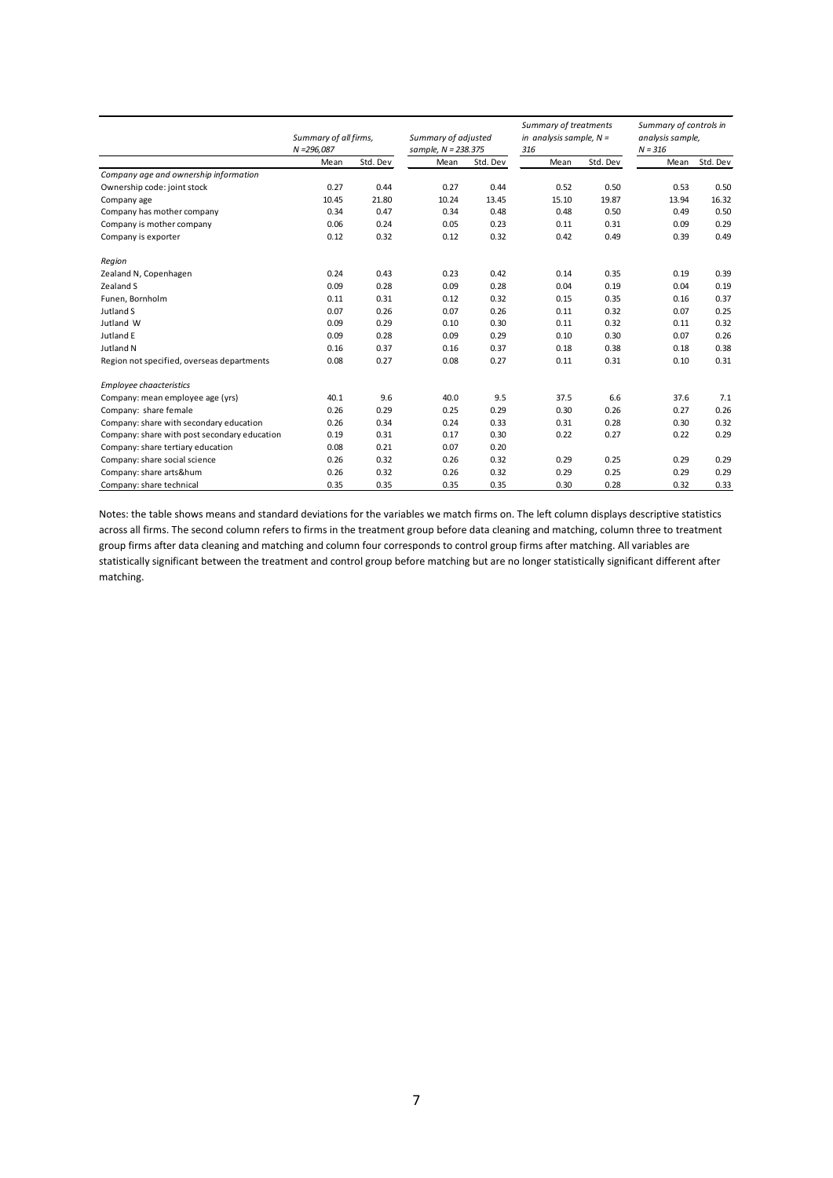| | Summary of all firms, N =296,087 | | Summary of adjusted sample, N = 238.375 | | Summary of treatments in analysis sample, N = 316 | | Summary of controls in analysis sample, N = 316 | |
|---|---|---|---|---|---|---|---|---|
| | Mean | Std. Dev | Mean | Std. Dev | Mean | Std. Dev | Mean | Std. Dev |
| *Company age and ownership information* | | | | | | | | |
| Ownership code: joint stock | 0.27 | 0.44 | 0.27 | 0.44 | 0.52 | 0.50 | 0.53 | 0.50 |
| Company age | 10.45 | 21.80 | 10.24 | 13.45 | 15.10 | 19.87 | 13.94 | 16.32 |
| Company has mother company | 0.34 | 0.47 | 0.34 | 0.48 | 0.48 | 0.50 | 0.49 | 0.50 |
| Company is mother company | 0.06 | 0.24 | 0.05 | 0.23 | 0.11 | 0.31 | 0.09 | 0.29 |
| Company is exporter | 0.12 | 0.32 | 0.12 | 0.32 | 0.42 | 0.49 | 0.39 | 0.49 |
| *Region* | | | | | | | | |
| Zealand N, Copenhagen | 0.24 | 0.43 | 0.23 | 0.42 | 0.14 | 0.35 | 0.19 | 0.39 |
| Zealand S | 0.09 | 0.28 | 0.09 | 0.28 | 0.04 | 0.19 | 0.04 | 0.19 |
| Funen, Bornholm | 0.11 | 0.31 | 0.12 | 0.32 | 0.15 | 0.35 | 0.16 | 0.37 |
| Jutland S | 0.07 | 0.26 | 0.07 | 0.26 | 0.11 | 0.32 | 0.07 | 0.25 |
| Jutland W | 0.09 | 0.29 | 0.10 | 0.30 | 0.11 | 0.32 | 0.11 | 0.32 |
| Jutland E | 0.09 | 0.28 | 0.09 | 0.29 | 0.10 | 0.30 | 0.07 | 0.26 |
| Jutland N | 0.16 | 0.37 | 0.16 | 0.37 | 0.18 | 0.38 | 0.18 | 0.38 |
| Region not specified, overseas departments | 0.08 | 0.27 | 0.08 | 0.27 | 0.11 | 0.31 | 0.10 | 0.31 |
| *Employee chaacteristics* | | | | | | | | |
| Company: mean employee age (yrs) | 40.1 | 9.6 | 40.0 | 9.5 | 37.5 | 6.6 | 37.6 | 7.1 |
| Company: share female | 0.26 | 0.29 | 0.25 | 0.29 | 0.30 | 0.26 | 0.27 | 0.26 |
| Company: share with secondary education | 0.26 | 0.34 | 0.24 | 0.33 | 0.31 | 0.28 | 0.30 | 0.32 |
| Company: share with post secondary education | 0.19 | 0.31 | 0.17 | 0.30 | 0.22 | 0.27 | 0.22 | 0.29 |
| Company: share tertiary education | 0.08 | 0.21 | 0.07 | 0.20 | | | | |
| Company: share social science | 0.26 | 0.32 | 0.26 | 0.32 | 0.29 | 0.25 | 0.29 | 0.29 |
| Company: share arts&hum | 0.26 | 0.32 | 0.26 | 0.32 | 0.29 | 0.25 | 0.29 | 0.29 |
| Company: share technical | 0.35 | 0.35 | 0.35 | 0.35 | 0.30 | 0.28 | 0.32 | 0.33 |

Notes: the table shows means and standard deviations for the variables we match firms on. The left column displays descriptive statistics across all firms. The second column refers to firms in the treatment group before data cleaning and matching, column three to treatment group firms after data cleaning and matching and column four corresponds to control group firms after matching. All variables are statistically significant between the treatment and control group before matching but are no longer statistically significant different after matching.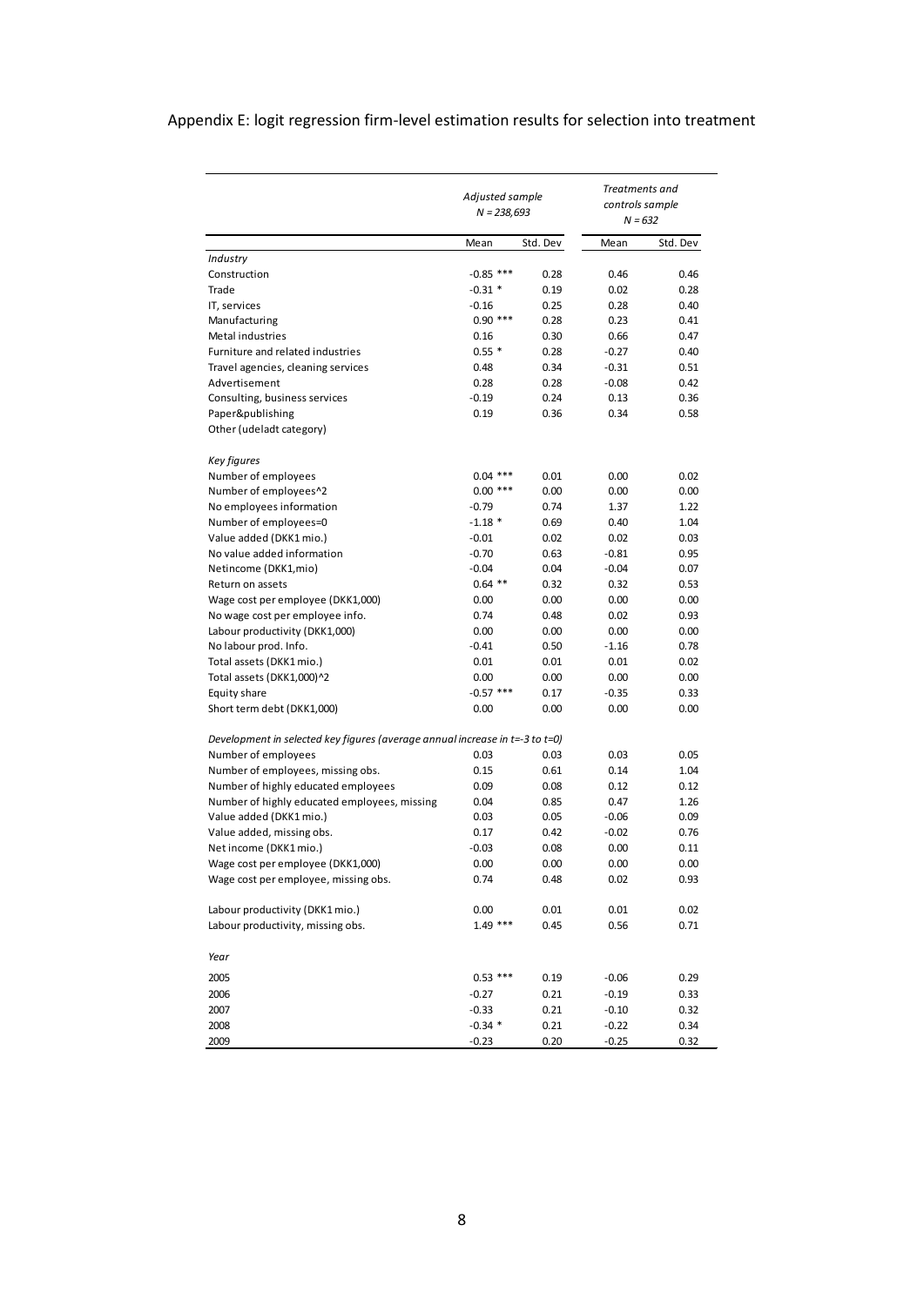## Appendix E: logit regression firm-level estimation results for selection into treatment

| | *Adjusted sample* *N = 238,693* | | *Treatments and controls sample* *N = 632* | |
|---|---|---|---|---|
| | Mean | Std. Dev | Mean | Std. Dev |
| *Industry* | | | | |
| Construction | -0.85 *** | 0.28 | 0.46 | 0.46 |
| Trade | -0.31 * | 0.19 | 0.02 | 0.28 |
| IT, services | -0.16 | 0.25 | 0.28 | 0.40 |
| Manufacturing | 0.90 *** | 0.28 | 0.23 | 0.41 |
| Metal industries | 0.16 | 0.30 | 0.66 | 0.47 |
| Furniture and related industries | 0.55 * | 0.28 | -0.27 | 0.40 |
| Travel agencies, cleaning services | 0.48 | 0.34 | -0.31 | 0.51 |
| Advertisement | 0.28 | 0.28 | -0.08 | 0.42 |
| Consulting, business services | -0.19 | 0.24 | 0.13 | 0.36 |
| Paper&publishing | 0.19 | 0.36 | 0.34 | 0.58 |
| Other (udeladt category) | | | | |
| *Key figures* | | | | |
| Number of employees | 0.04 *** | 0.01 | 0.00 | 0.02 |
| Number of employees^2 | 0.00 *** | 0.00 | 0.00 | 0.00 |
| No employees information | -0.79 | 0.74 | 1.37 | 1.22 |
| Number of employees=0 | -1.18 * | 0.69 | 0.40 | 1.04 |
| Value added (DKK1 mio.) | -0.01 | 0.02 | 0.02 | 0.03 |
| No value added information | -0.70 | 0.63 | -0.81 | 0.95 |
| Netincome (DKK1,mio) | -0.04 | 0.04 | -0.04 | 0.07 |
| Return on assets | 0.64 ** | 0.32 | 0.32 | 0.53 |
| Wage cost per employee (DKK1,000) | 0.00 | 0.00 | 0.00 | 0.00 |
| No wage cost per employee info. | 0.74 | 0.48 | 0.02 | 0.93 |
| Labour productivity (DKK1,000) | 0.00 | 0.00 | 0.00 | 0.00 |
| No labour prod. Info. | -0.41 | 0.50 | -1.16 | 0.78 |
| Total assets (DKK1 mio.) | 0.01 | 0.01 | 0.01 | 0.02 |
| Total assets (DKK1,000)^2 | 0.00 | 0.00 | 0.00 | 0.00 |
| Equity share | -0.57 *** | 0.17 | -0.35 | 0.33 |
| Short term debt (DKK1,000) | 0.00 | 0.00 | 0.00 | 0.00 |
| *Development in selected key figures (average annual increase in t=-3 to t=0)* | | | | |
| Number of employees | 0.03 | 0.03 | 0.03 | 0.05 |
| Number of employees, missing obs. | 0.15 | 0.61 | 0.14 | 1.04 |
| Number of highly educated employees | 0.09 | 0.08 | 0.12 | 0.12 |
| Number of highly educated employees, missing | 0.04 | 0.85 | 0.47 | 1.26 |
| Value added (DKK1 mio.) | 0.03 | 0.05 | -0.06 | 0.09 |
| Value added, missing obs. | 0.17 | 0.42 | -0.02 | 0.76 |
| Net income (DKK1 mio.) | -0.03 | 0.08 | 0.00 | 0.11 |
| Wage cost per employee (DKK1,000) | 0.00 | 0.00 | 0.00 | 0.00 |
| Wage cost per employee, missing obs. | 0.74 | 0.48 | 0.02 | 0.93 |
| Labour productivity (DKK1 mio.) | 0.00 | 0.01 | 0.01 | 0.02 |
| Labour productivity, missing obs. | 1.49 *** | 0.45 | 0.56 | 0.71 |
| *Year* | | | | |
| 2005 | 0.53 *** | 0.19 | -0.06 | 0.29 |
| 2006 | -0.27 | 0.21 | -0.19 | 0.33 |
| 2007 | -0.33 | 0.21 | -0.10 | 0.32 |
| 2008 | -0.34 * | 0.21 | -0.22 | 0.34 |
| 2009 | -0.23 | 0.20 | -0.25 | 0.32 |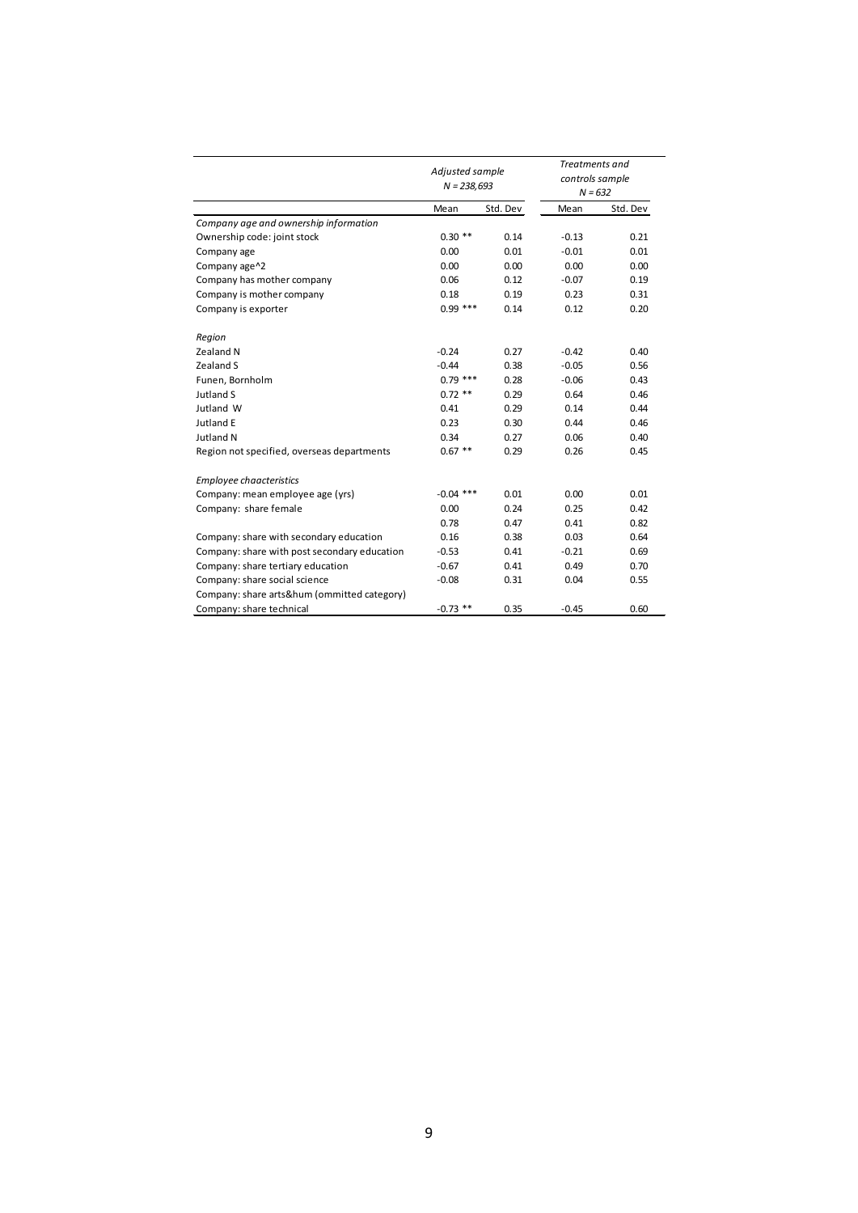| | Adjusted sample N = 238,693 | | Treatments and controls sample N = 632 | |
|---|---|---|---|---|
| | Mean | Std. Dev | Mean | Std. Dev |
| *Company age and ownership information* | | | | |
| Ownership code: joint stock | 0.30 ** | 0.14 | -0.13 | 0.21 |
| Company age | 0.00 | 0.01 | -0.01 | 0.01 |
| Company age^2 | 0.00 | 0.00 | 0.00 | 0.00 |
| Company has mother company | 0.06 | 0.12 | -0.07 | 0.19 |
| Company is mother company | 0.18 | 0.19 | 0.23 | 0.31 |
| Company is exporter | 0.99 *** | 0.14 | 0.12 | 0.20 |
| *Region* | | | | |
| Zealand N | -0.24 | 0.27 | -0.42 | 0.40 |
| Zealand S | -0.44 | 0.38 | -0.05 | 0.56 |
| Funen, Bornholm | 0.79 *** | 0.28 | -0.06 | 0.43 |
| Jutland S | 0.72 ** | 0.29 | 0.64 | 0.46 |
| Jutland W | 0.41 | 0.29 | 0.14 | 0.44 |
| Jutland E | 0.23 | 0.30 | 0.44 | 0.46 |
| Jutland N | 0.34 | 0.27 | 0.06 | 0.40 |
| Region not specified, overseas departments | 0.67 ** | 0.29 | 0.26 | 0.45 |
| *Employee chaacteristics* | | | | |
| Company: mean employee age (yrs) | -0.04 *** | 0.01 | 0.00 | 0.01 |
| Company: share female | 0.00 | 0.24 | 0.25 | 0.42 |
| | 0.78 | 0.47 | 0.41 | 0.82 |
| Company: share with secondary education | 0.16 | 0.38 | 0.03 | 0.64 |
| Company: share with post secondary education | -0.53 | 0.41 | -0.21 | 0.69 |
| Company: share tertiary education | -0.67 | 0.41 | 0.49 | 0.70 |
| Company: share social science | -0.08 | 0.31 | 0.04 | 0.55 |
| Company: share arts&hum (ommitted category) | | | | |
| Company: share technical | -0.73 ** | 0.35 | -0.45 | 0.60 |